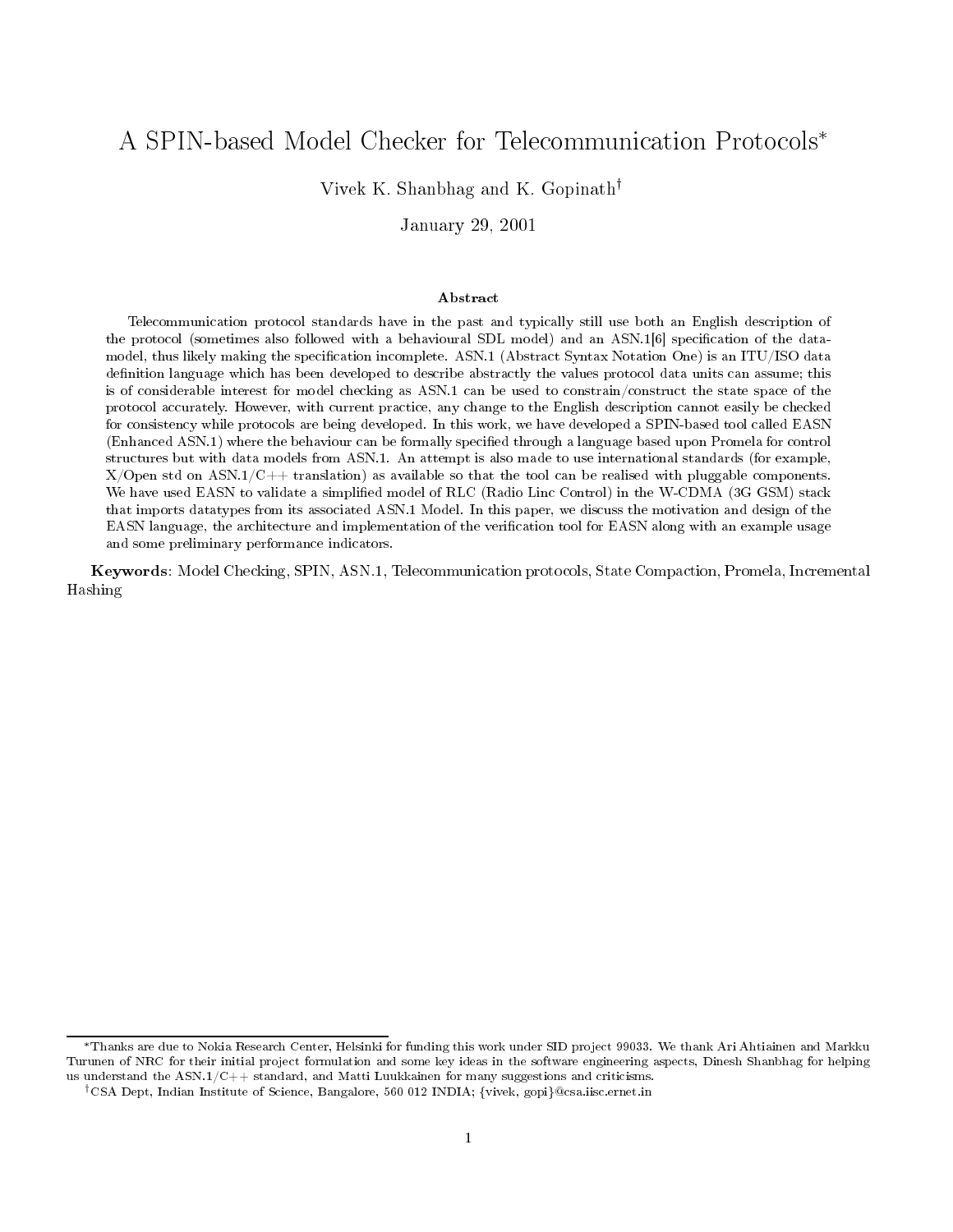# A SPIN-based Model Checker for Telecommunication Protocols*

Vivek K. Shanbhag and K. Gopinath†

January 29, 2001

### Abstract

Telecommunication protocol standards have in the past and typically still use both an English description of the protocol (sometimes also followed with a behavioural SDL model) and an ASN.1[6] specification of the data-model, thus likely making the specification incomplete. ASN.1 (Abstract Syntax Notation One) is an ITU/ISO data definition language which has been developed to describe abstractly the values protocol data units can assume; this is of considerable interest for model checking as ASN.1 can be used to constrain/construct the state space of the protocol accurately. However, with current practice, any change to the English description cannot easily be checked for consistency while protocols are being developed. In this work, we have developed a SPIN-based tool called EASN (Enhanced ASN.1) where the behaviour can be formally specified through a language based upon Promela for control structures but with data models from ASN.1. An attempt is also made to use international standards (for example, X/Open std on ASN.1/C++ translation) as available so that the tool can be realised with pluggable components. We have used EASN to validate a simplified model of RLC (Radio Linc Control) in the W-CDMA (3G GSM) stack that imports datatypes from its associated ASN.1 Model. In this paper, we discuss the motivation and design of the EASN language, the architecture and implementation of the verification tool for EASN along with an example usage and some preliminary performance indicators.

**Keywords**: Model Checking, SPIN, ASN.1, Telecommunication protocols, State Compaction, Promela, Incremental Hashing

---

*Thanks are due to Nokia Research Center, Helsinki for funding this work under SID project 99033. We thank Ari Ahtiainen and Markku Turunen of NRC for their initial project formulation and some key ideas in the software engineering aspects, Dinesh Shanbhag for helping us understand the ASN.1/C++ standard, and Matti Luukkainen for many suggestions and criticisms.

†CSA Dept, Indian Institute of Science, Bangalore, 560 012 INDIA; {vivek, gopi}@csa.iisc.ernet.in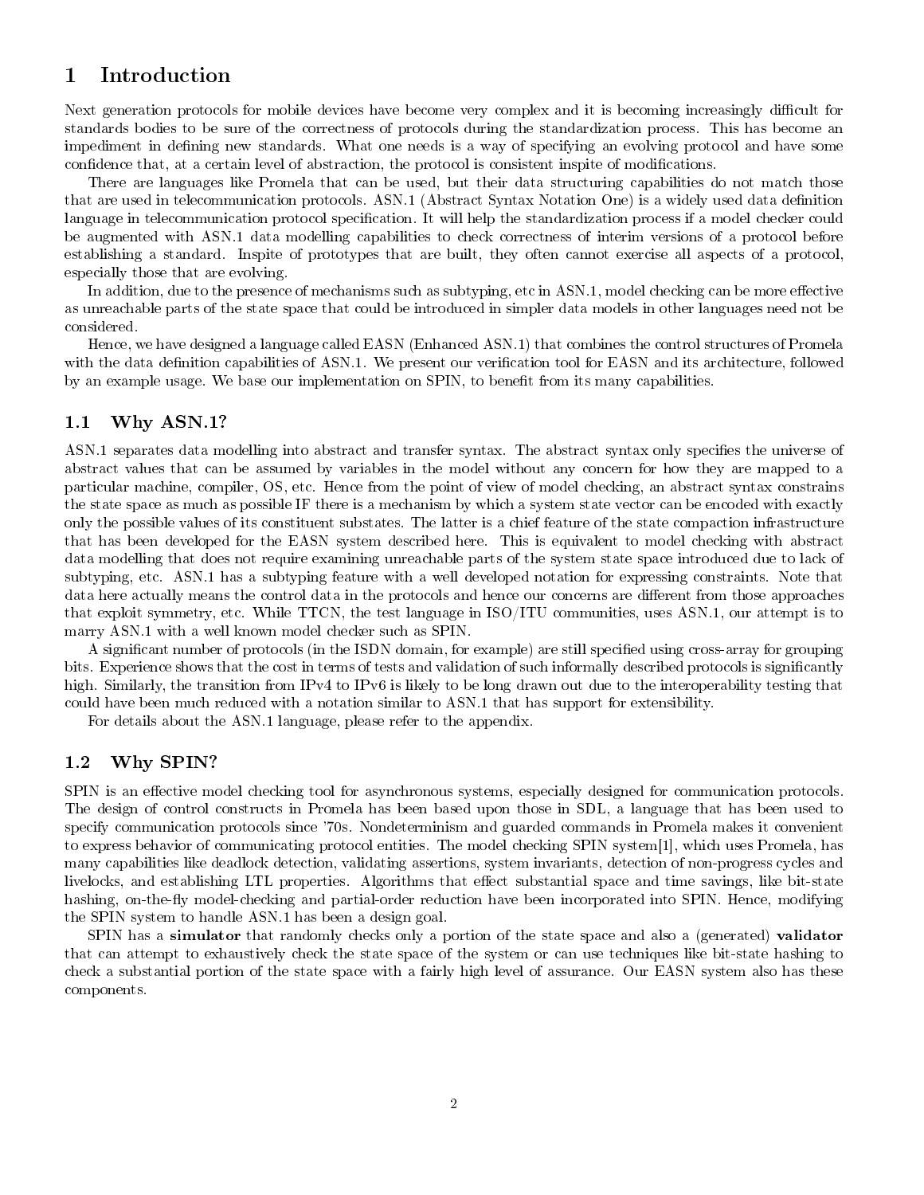# 1 Introduction

Next generation protocols for mobile devices have become very complex and it is becoming increasingly difficult for standards bodies to be sure of the correctness of protocols during the standardization process. This has become an impediment in defining new standards. What one needs is a way of specifying an evolving protocol and have some confidence that, at a certain level of abstraction, the protocol is consistent inspite of modifications.

There are languages like Promela that can be used, but their data structuring capabilities do not match those that are used in telecommunication protocols. ASN.1 (Abstract Syntax Notation One) is a widely used data definition language in telecommunication protocol specification. It will help the standardization process if a model checker could be augmented with ASN.1 data modelling capabilities to check correctness of interim versions of a protocol before establishing a standard. Inspite of prototypes that are built, they often cannot exercise all aspects of a protocol, especially those that are evolving.

In addition, due to the presence of mechanisms such as subtyping, etc in ASN.1, model checking can be more effective as unreachable parts of the state space that could be introduced in simpler data models in other languages need not be considered.

Hence, we have designed a language called EASN (Enhanced ASN.1) that combines the control structures of Promela with the data definition capabilities of ASN.1. We present our verification tool for EASN and its architecture, followed by an example usage. We base our implementation on SPIN, to benefit from its many capabilities.

## 1.1 Why ASN.1?

ASN.1 separates data modelling into abstract and transfer syntax. The abstract syntax only specifies the universe of abstract values that can be assumed by variables in the model without any concern for how they are mapped to a particular machine, compiler, OS, etc. Hence from the point of view of model checking, an abstract syntax constrains the state space as much as possible IF there is a mechanism by which a system state vector can be encoded with exactly only the possible values of its constituent substates. The latter is a chief feature of the state compaction infrastructure that has been developed for the EASN system described here. This is equivalent to model checking with abstract data modelling that does not require examining unreachable parts of the system state space introduced due to lack of subtyping, etc. ASN.1 has a subtyping feature with a well developed notation for expressing constraints. Note that data here actually means the control data in the protocols and hence our concerns are different from those approaches that exploit symmetry, etc. While TTCN, the test language in ISO/ITU communities, uses ASN.1, our attempt is to marry ASN.1 with a well known model checker such as SPIN.

A significant number of protocols (in the ISDN domain, for example) are still specified using cross-array for grouping bits. Experience shows that the cost in terms of tests and validation of such informally described protocols is significantly high. Similarly, the transition from IPv4 to IPv6 is likely to be long drawn out due to the interoperability testing that could have been much reduced with a notation similar to ASN.1 that has support for extensibility.

For details about the ASN.1 language, please refer to the appendix.

## 1.2 Why SPIN?

SPIN is an effective model checking tool for asynchronous systems, especially designed for communication protocols. The design of control constructs in Promela has been based upon those in SDL, a language that has been used to specify communication protocols since '70s. Nondeterminism and guarded commands in Promela makes it convenient to express behavior of communicating protocol entities. The model checking SPIN system[1], which uses Promela, has many capabilities like deadlock detection, validating assertions, system invariants, detection of non-progress cycles and livelocks, and establishing LTL properties. Algorithms that effect substantial space and time savings, like bit-state hashing, on-the-fly model-checking and partial-order reduction have been incorporated into SPIN. Hence, modifying the SPIN system to handle ASN.1 has been a design goal.

SPIN has a **simulator** that randomly checks only a portion of the state space and also a (generated) **validator** that can attempt to exhaustively check the state space of the system or can use techniques like bit-state hashing to check a substantial portion of the state space with a fairly high level of assurance. Our EASN system also has these components.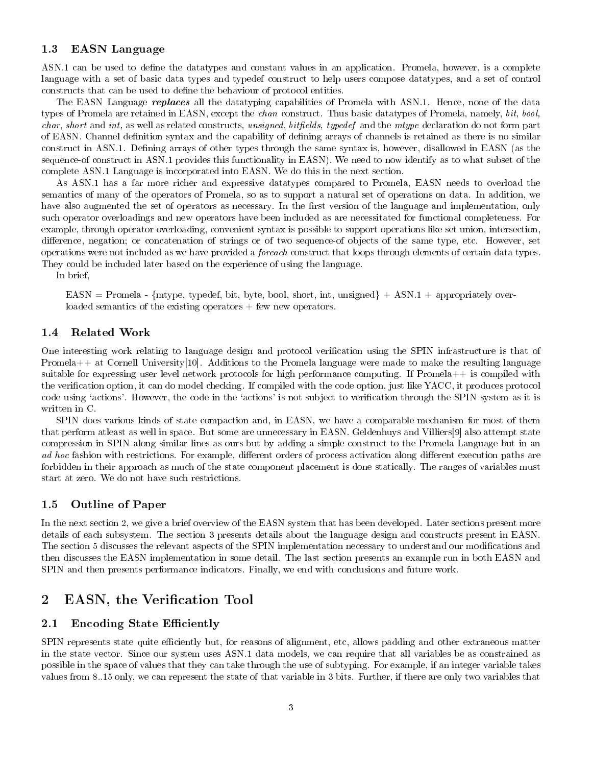### 1.3 EASN Language

ASN.1 can be used to define the datatypes and constant values in an application. Promela, however, is a complete language with a set of basic data types and typedef construct to help users compose datatypes, and a set of control constructs that can be used to define the behaviour of protocol entities.

The EASN Language ***replaces*** all the datatyping capabilities of Promela with ASN.1. Hence, none of the data types of Promela are retained in EASN, except the *chan* construct. Thus basic datatypes of Promela, namely, *bit, bool, char, short* and *int,* as well as related constructs, *unsigned, bitfields, typedef* and the *mtype* declaration do not form part of EASN. Channel definition syntax and the capability of defining arrays of channels is retained as there is no similar construct in ASN.1. Defining arrays of other types through the same syntax is, however, disallowed in EASN (as the sequence-of construct in ASN.1 provides this functionality in EASN). We need to now identify as to what subset of the complete ASN.1 Language is incorporated into EASN. We do this in the next section.

As ASN.1 has a far more richer and expressive datatypes compared to Promela, EASN needs to overload the semantics of many of the operators of Promela, so as to support a natural set of operations on data. In addition, we have also augmented the set of operators as necessary. In the first version of the language and implementation, only such operator overloadings and new operators have been included as are necessitated for functional completeness. For example, through operator overloading, convenient syntax is possible to support operations like set union, intersection, difference, negation; or concatenation of strings or of two sequence-of objects of the same type, etc. However, set operations were not included as we have provided a *foreach* construct that loops through elements of certain data types. They could be included later based on the experience of using the language.

In brief,

> EASN = Promela - {mtype, typedef, bit, byte, bool, short, int, unsigned} + ASN.1 + appropriately overloaded semantics of the existing operators + few new operators.

### 1.4 Related Work

One interesting work relating to language design and protocol verification using the SPIN infrastructure is that of Promela++ at Cornell University[10]. Additions to the Promela language were made to make the resulting language suitable for expressing user level network protocols for high performance computing. If Promela++ is compiled with the verification option, it can do model checking. If compiled with the code option, just like YACC, it produces protocol code using 'actions'. However, the code in the 'actions' is not subject to verification through the SPIN system as it is written in C.

SPIN does various kinds of state compaction and, in EASN, we have a comparable mechanism for most of them that perform atleast as well in space. But some are unnecessary in EASN. Geldenhuys and Villiers[9] also attempt state compression in SPIN along similar lines as ours but by adding a simple construct to the Promela Language but in an *ad hoc* fashion with restrictions. For example, different orders of process activation along different execution paths are forbidden in their approach as much of the state component placement is done statically. The ranges of variables must start at zero. We do not have such restrictions.

### 1.5 Outline of Paper

In the next section 2, we give a brief overview of the EASN system that has been developed. Later sections present more details of each subsystem. The section 3 presents details about the language design and constructs present in EASN. The section 5 discusses the relevant aspects of the SPIN implementation necessary to understand our modifications and then discusses the EASN implementation in some detail. The last section presents an example run in both EASN and SPIN and then presents performance indicators. Finally, we end with conclusions and future work.

## 2 EASN, the Verification Tool

### 2.1 Encoding State Efficiently

SPIN represents state quite efficiently but, for reasons of alignment, etc, allows padding and other extraneous matter in the state vector. Since our system uses ASN.1 data models, we can require that all variables be as constrained as possible in the space of values that they can take through the use of subtyping. For example, if an integer variable takes values from 8..15 only, we can represent the state of that variable in 3 bits. Further, if there are only two variables that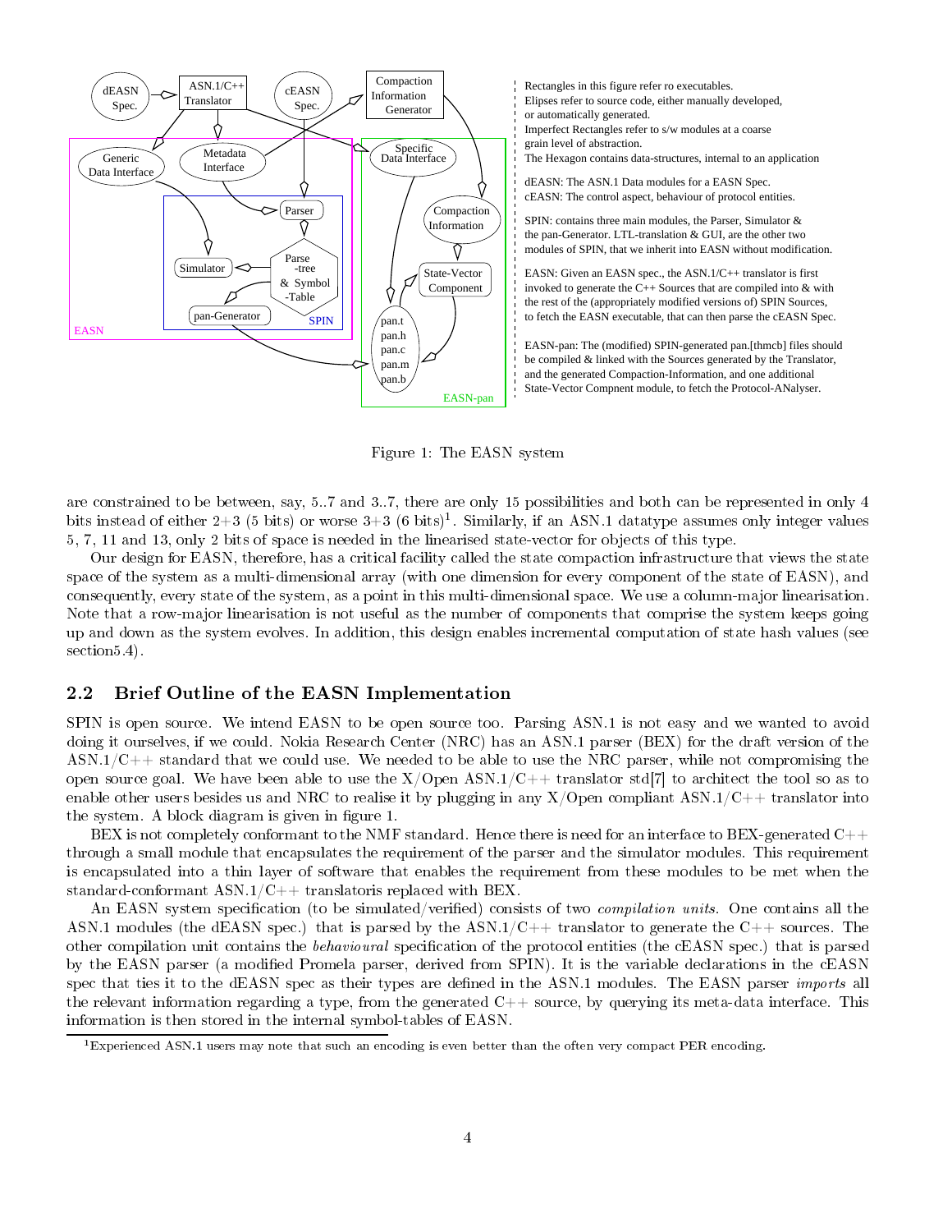Rectangles in this figure refer ro executables.
Elipses refer to source code, either manually developed, or automatically generated.
Imperfect Rectangles refer to s/w modules at a coarse grain level of abstraction.
The Hexagon contains data-structures, internal to an application

dEASN: The ASN.1 Data modules for a EASN Spec.
cEASN: The control aspect, behaviour of protocol entities.

SPIN: contains three main modules, the Parser, Simulator & the pan-Generator. LTL-translation & GUI, are the other two modules of SPIN, that we inherit into EASN without modification.

EASN: Given an EASN spec., the ASN.1/C++ translator is first invoked to generate the C++ Sources that are compiled into & with the rest of the (appropriately modified versions of) SPIN Sources, to fetch the EASN executable, that can then parse the cEASN Spec.

EASN-pan: The (modified) SPIN-generated pan.[thmcb] files should be compiled & linked with the Sources generated by the Translator, and the generated Compaction-Information, and one additional State-Vector Compnent module, to fetch the Protocol-ANalyser.

Figure 1: The EASN system

are constrained to be between, say, 5..7 and 3..7, there are only 15 possibilities and both can be represented in only 4 bits instead of either 2+3 (5 bits) or worse 3+3 (6 bits)[1]. Similarly, if an ASN.1 datatype assumes only integer values 5, 7, 11 and 13, only 2 bits of space is needed in the linearised state-vector for objects of this type.

Our design for EASN, therefore, has a critical facility called the state compaction infrastructure that views the state space of the system as a multi-dimensional array (with one dimension for every component of the state of EASN), and consequently, every state of the system, as a point in this multi-dimensional space. We use a column-major linearisation. Note that a row-major linearisation is not useful as the number of components that comprise the system keeps going up and down as the system evolves. In addition, this design enables incremental computation of state hash values (see section5.4).

## 2.2 Brief Outline of the EASN Implementation

SPIN is open source. We intend EASN to be open source too. Parsing ASN.1 is not easy and we wanted to avoid doing it ourselves, if we could. Nokia Research Center (NRC) has an ASN.1 parser (BEX) for the draft version of the ASN.1/C++ standard that we could use. We needed to be able to use the NRC parser, while not compromising the open source goal. We have been able to use the X/Open ASN.1/C++ translator std[7] to architect the tool so as to enable other users besides us and NRC to realise it by plugging in any X/Open compliant ASN.1/C++ translator into the system. A block diagram is given in figure 1.

BEX is not completely conformant to the NMF standard. Hence there is need for an interface to BEX-generated C++ through a small module that encapsulates the requirement of the parser and the simulator modules. This requirement is encapsulated into a thin layer of software that enables the requirement from these modules to be met when the standard-conformant ASN.1/C++ translatoris replaced with BEX.

An EASN system specification (to be simulated/verified) consists of two *compilation units*. One contains all the ASN.1 modules (the dEASN spec.) that is parsed by the ASN.1/C++ translator to generate the C++ sources. The other compilation unit contains the *behavioural* specification of the protocol entities (the cEASN spec.) that is parsed by the EASN parser (a modified Promela parser, derived from SPIN). It is the variable declarations in the cEASN spec that ties it to the dEASN spec as their types are defined in the ASN.1 modules. The EASN parser *imports* all the relevant information regarding a type, from the generated C++ source, by querying its meta-data interface. This information is then stored in the internal symbol-tables of EASN.

[1] Experienced ASN.1 users may note that such an encoding is even better than the often very compact PER encoding.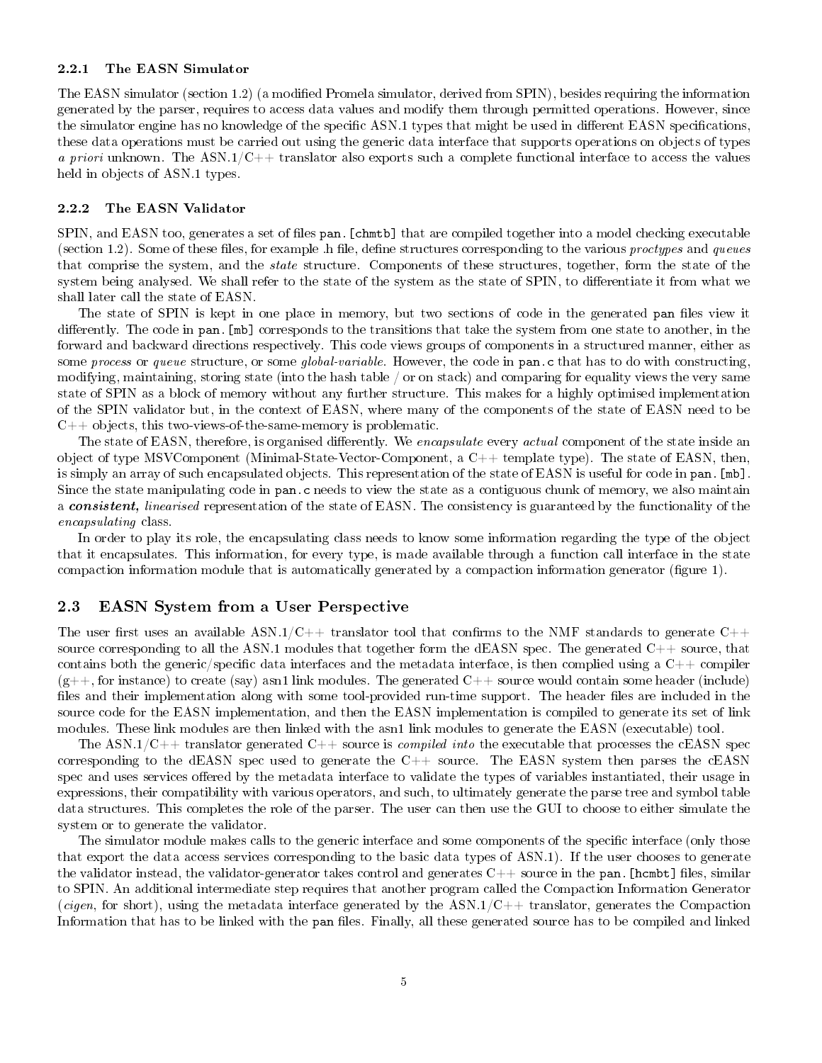### 2.2.1 The EASN Simulator

The EASN simulator (section 1.2) (a modified Promela simulator, derived from SPIN), besides requiring the information generated by the parser, requires to access data values and modify them through permitted operations. However, since the simulator engine has no knowledge of the specific ASN.1 types that might be used in different EASN specifications, these data operations must be carried out using the generic data interface that supports operations on objects of types *a priori* unknown. The ASN.1/C++ translator also exports such a complete functional interface to access the values held in objects of ASN.1 types.

### 2.2.2 The EASN Validator

SPIN, and EASN too, generates a set of files `pan.[chmtb]` that are compiled together into a model checking executable (section 1.2). Some of these files, for example .h file, define structures corresponding to the various *proctypes* and *queues* that comprise the system, and the *state* structure. Components of these structures, together, form the state of the system being analysed. We shall refer to the state of the system as the state of SPIN, to differentiate it from what we shall later call the state of EASN.

The state of SPIN is kept in one place in memory, but two sections of code in the generated `pan` files view it differently. The code in `pan.[mb]` corresponds to the transitions that take the system from one state to another, in the forward and backward directions respectively. This code views groups of components in a structured manner, either as some *process* or *queue* structure, or some *global-variable*. However, the code in `pan.c` that has to do with constructing, modifying, maintaining, storing state (into the hash table / or on stack) and comparing for equality views the very same state of SPIN as a block of memory without any further structure. This makes for a highly optimised implementation of the SPIN validator but, in the context of EASN, where many of the components of the state of EASN need to be C++ objects, this two-views-of-the-same-memory is problematic.

The state of EASN, therefore, is organised differently. We *encapsulate* every *actual* component of the state inside an object of type MSVComponent (Minimal-State-Vector-Component, a C++ template type). The state of EASN, then, is simply an array of such encapsulated objects. This representation of the state of EASN is useful for code in `pan.[mb]`. Since the state manipulating code in `pan.c` needs to view the state as a contiguous chunk of memory, we also maintain a ***consistent,*** *linearised* representation of the state of EASN. The consistency is guaranteed by the functionality of the *encapsulating* class.

In order to play its role, the encapsulating class needs to know some information regarding the type of the object that it encapsulates. This information, for every type, is made available through a function call interface in the state compaction information module that is automatically generated by a compaction information generator (figure 1).

## 2.3 EASN System from a User Perspective

The user first uses an available ASN.1/C++ translator tool that confirms to the NMF standards to generate C++ source corresponding to all the ASN.1 modules that together form the dEASN spec. The generated C++ source, that contains both the generic/specific data interfaces and the metadata interface, is then complied using a C++ compiler (g++, for instance) to create (say) asn1 link modules. The generated C++ source would contain some header (include) files and their implementation along with some tool-provided run-time support. The header files are included in the source code for the EASN implementation, and then the EASN implementation is compiled to generate its set of link modules. These link modules are then linked with the asn1 link modules to generate the EASN (executable) tool.

The ASN.1/C++ translator generated C++ source is *compiled into* the executable that processes the cEASN spec corresponding to the dEASN spec used to generate the C++ source. The EASN system then parses the cEASN spec and uses services offered by the metadata interface to validate the types of variables instantiated, their usage in expressions, their compatibility with various operators, and such, to ultimately generate the parse tree and symbol table data structures. This completes the role of the parser. The user can then use the GUI to choose to either simulate the system or to generate the validator.

The simulator module makes calls to the generic interface and some components of the specific interface (only those that export the data access services corresponding to the basic data types of ASN.1). If the user chooses to generate the validator instead, the validator-generator takes control and generates C++ source in the `pan.[hcmbt]` files, similar to SPIN. An additional intermediate step requires that another program called the Compaction Information Generator (*cigen*, for short), using the metadata interface generated by the ASN.1/C++ translator, generates the Compaction Information that has to be linked with the `pan` files. Finally, all these generated source has to be compiled and linked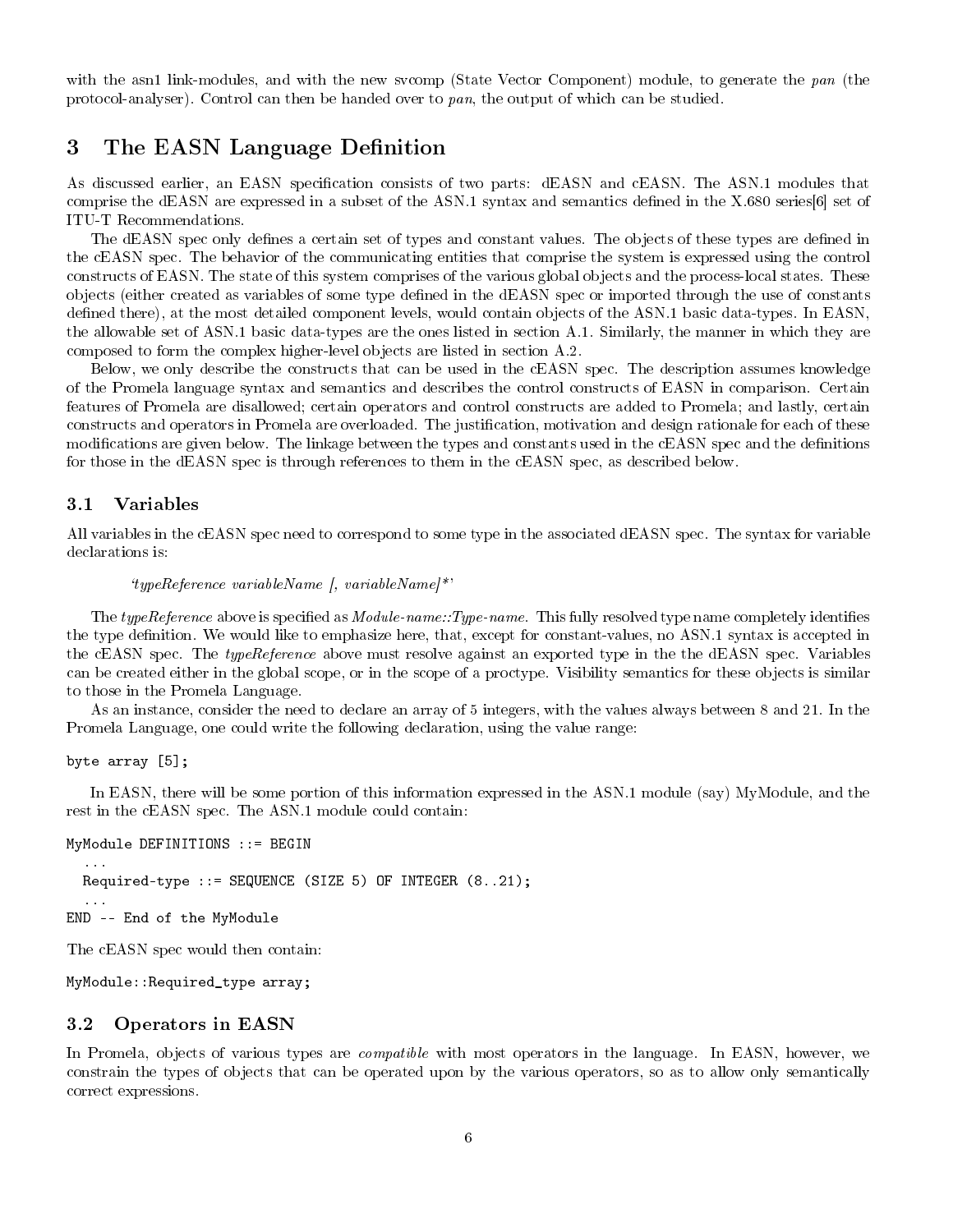with the asn1 link-modules, and with the new svcomp (State Vector Component) module, to generate the *pan* (the protocol-analyser). Control can then be handed over to *pan*, the output of which can be studied.

# 3 The EASN Language Definition

As discussed earlier, an EASN specification consists of two parts: dEASN and cEASN. The ASN.1 modules that comprise the dEASN are expressed in a subset of the ASN.1 syntax and semantics defined in the X.680 series[6] set of ITU-T Recommendations.

The dEASN spec only defines a certain set of types and constant values. The objects of these types are defined in the cEASN spec. The behavior of the communicating entities that comprise the system is expressed using the control constructs of EASN. The state of this system comprises of the various global objects and the process-local states. These objects (either created as variables of some type defined in the dEASN spec or imported through the use of constants defined there), at the most detailed component levels, would contain objects of the ASN.1 basic data-types. In EASN, the allowable set of ASN.1 basic data-types are the ones listed in section A.1. Similarly, the manner in which they are composed to form the complex higher-level objects are listed in section A.2.

Below, we only describe the constructs that can be used in the cEASN spec. The description assumes knowledge of the Promela language syntax and semantics and describes the control constructs of EASN in comparison. Certain features of Promela are disallowed; certain operators and control constructs are added to Promela; and lastly, certain constructs and operators in Promela are overloaded. The justification, motivation and design rationale for each of these modifications are given below. The linkage between the types and constants used in the cEASN spec and the definitions for those in the dEASN spec is through references to them in the cEASN spec, as described below.

## 3.1 Variables

All variables in the cEASN spec need to correspond to some type in the associated dEASN spec. The syntax for variable declarations is:

> '*typeReference variableName [, variableName]**'

The *typeReference* above is specified as *Module-name::Type-name*. This fully resolved type name completely identifies the type definition. We would like to emphasize here, that, except for constant-values, no ASN.1 syntax is accepted in the cEASN spec. The *typeReference* above must resolve against an exported type in the the dEASN spec. Variables can be created either in the global scope, or in the scope of a proctype. Visibility semantics for these objects is similar to those in the Promela Language.

As an instance, consider the need to declare an array of 5 integers, with the values always between 8 and 21. In the Promela Language, one could write the following declaration, using the value range:

```
byte array [5];
```

In EASN, there will be some portion of this information expressed in the ASN.1 module (say) MyModule, and the rest in the cEASN spec. The ASN.1 module could contain:

```
MyModule DEFINITIONS ::= BEGIN
  ...
  Required-type ::= SEQUENCE (SIZE 5) OF INTEGER (8..21);
  ...
END -- End of the MyModule
```

The cEASN spec would then contain:

```
MyModule::Required_type array;
```

## 3.2 Operators in EASN

In Promela, objects of various types are *compatible* with most operators in the language. In EASN, however, we constrain the types of objects that can be operated upon by the various operators, so as to allow only semantically correct expressions.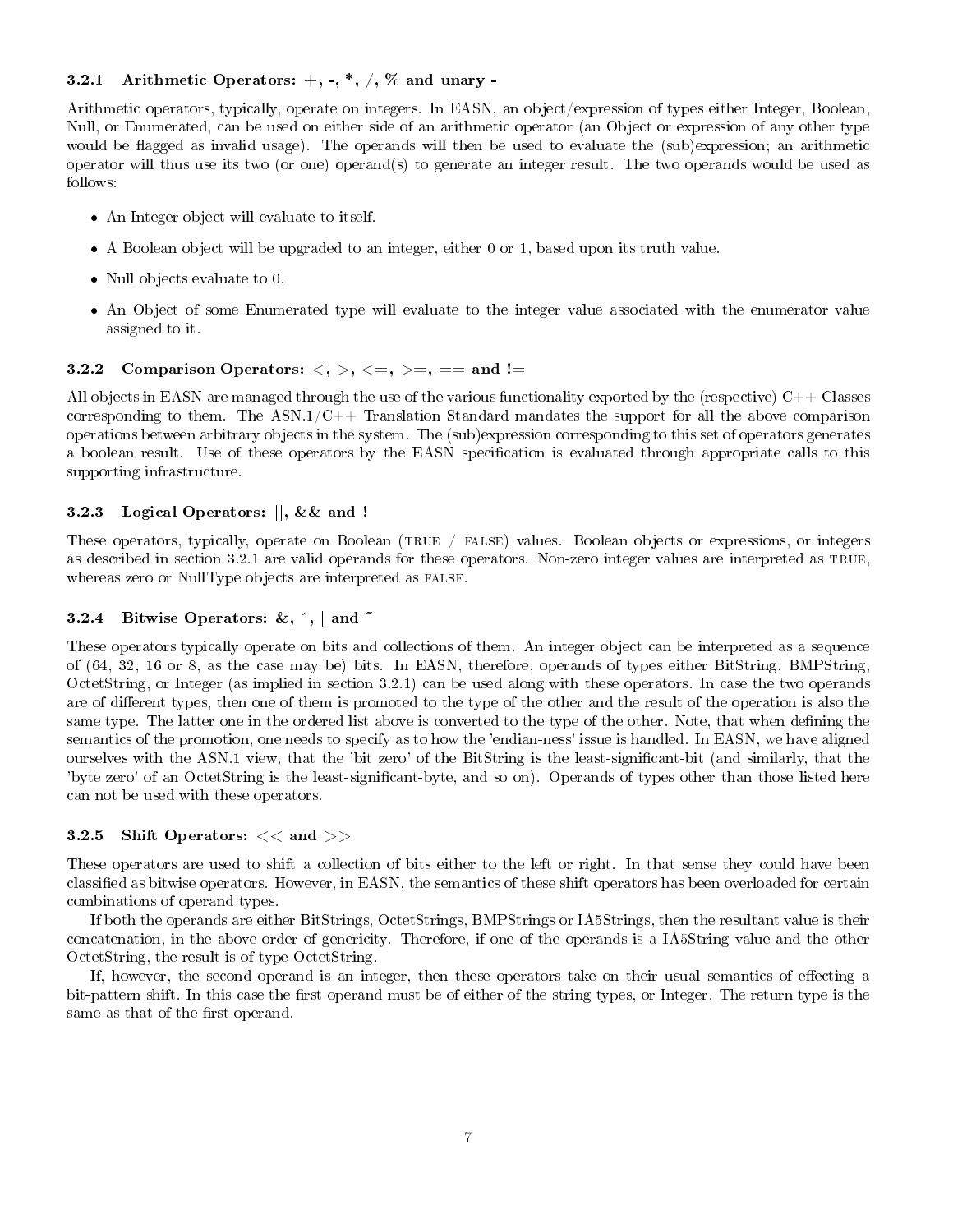### 3.2.1 Arithmetic Operators: +, -, *, /, % and unary -

Arithmetic operators, typically, operate on integers. In EASN, an object/expression of types either Integer, Boolean, Null, or Enumerated, can be used on either side of an arithmetic operator (an Object or expression of any other type would be flagged as invalid usage). The operands will then be used to evaluate the (sub)expression; an arithmetic operator will thus use its two (or one) operand(s) to generate an integer result. The two operands would be used as follows:

- An Integer object will evaluate to itself.
- A Boolean object will be upgraded to an integer, either 0 or 1, based upon its truth value.
- Null objects evaluate to 0.
- An Object of some Enumerated type will evaluate to the integer value associated with the enumerator value assigned to it.

### 3.2.2 Comparison Operators: <, >, <=, >=, == and !=

All objects in EASN are managed through the use of the various functionality exported by the (respective) C++ Classes corresponding to them. The ASN.1/C++ Translation Standard mandates the support for all the above comparison operations between arbitrary objects in the system. The (sub)expression corresponding to this set of operators generates a boolean result. Use of these operators by the EASN specification is evaluated through appropriate calls to this supporting infrastructure.

### 3.2.3 Logical Operators: ||, && and !

These operators, typically, operate on Boolean (TRUE / FALSE) values. Boolean objects or expressions, or integers as described in section 3.2.1 are valid operands for these operators. Non-zero integer values are interpreted as TRUE, whereas zero or NullType objects are interpreted as FALSE.

### 3.2.4 Bitwise Operators: &, ^, | and ~

These operators typically operate on bits and collections of them. An integer object can be interpreted as a sequence of (64, 32, 16 or 8, as the case may be) bits. In EASN, therefore, operands of types either BitString, BMPString, OctetString, or Integer (as implied in section 3.2.1) can be used along with these operators. In case the two operands are of different types, then one of them is promoted to the type of the other and the result of the operation is also the same type. The latter one in the ordered list above is converted to the type of the other. Note, that when defining the semantics of the promotion, one needs to specify as to how the 'endian-ness' issue is handled. In EASN, we have aligned ourselves with the ASN.1 view, that the 'bit zero' of the BitString is the least-significant-bit (and similarly, that the 'byte zero' of an OctetString is the least-significant-byte, and so on). Operands of types other than those listed here can not be used with these operators.

### 3.2.5 Shift Operators: << and >>

These operators are used to shift a collection of bits either to the left or right. In that sense they could have been classified as bitwise operators. However, in EASN, the semantics of these shift operators has been overloaded for certain combinations of operand types.

If both the operands are either BitStrings, OctetStrings, BMPStrings or IA5Strings, then the resultant value is their concatenation, in the above order of genericity. Therefore, if one of the operands is a IA5String value and the other OctetString, the result is of type OctetString.

If, however, the second operand is an integer, then these operators take on their usual semantics of effecting a bit-pattern shift. In this case the first operand must be of either of the string types, or Integer. The return type is the same as that of the first operand.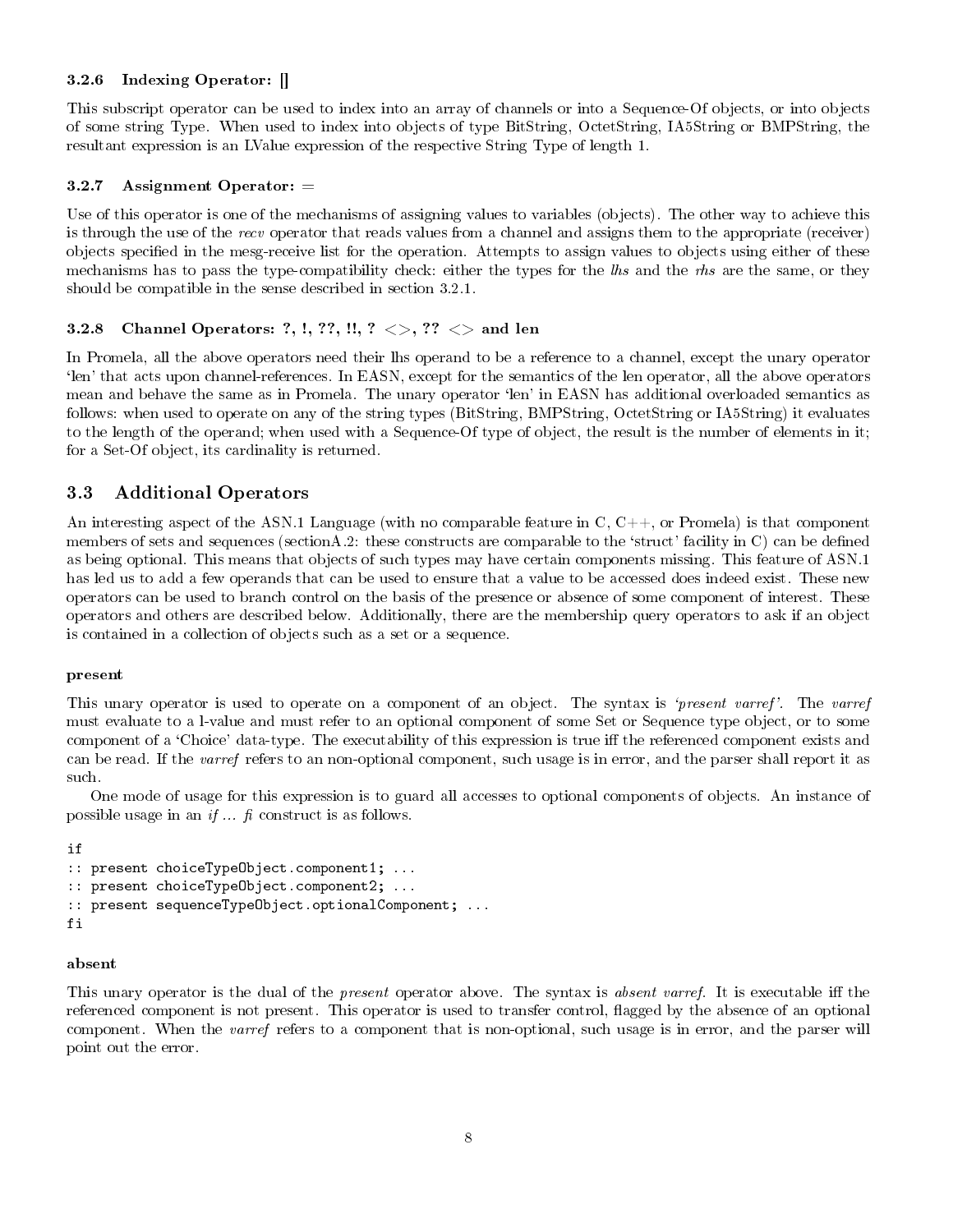#### 3.2.6 Indexing Operator: []

This subscript operator can be used to index into an array of channels or into a Sequence-Of objects, or into objects of some string Type. When used to index into objects of type BitString, OctetString, IA5String or BMPString, the resultant expression is an LValue expression of the respective String Type of length 1.

#### 3.2.7 Assignment Operator: =

Use of this operator is one of the mechanisms of assigning values to variables (objects). The other way to achieve this is through the use of the *recv* operator that reads values from a channel and assigns them to the appropriate (receiver) objects specified in the mesg-receive list for the operation. Attempts to assign values to objects using either of these mechanisms has to pass the type-compatibility check: either the types for the *lhs* and the *rhs* are the same, or they should be compatible in the sense described in section 3.2.1.

#### 3.2.8 Channel Operators: ?, !, ??, !!, ? <>, ?? <> and len

In Promela, all the above operators need their lhs operand to be a reference to a channel, except the unary operator 'len' that acts upon channel-references. In EASN, except for the semantics of the len operator, all the above operators mean and behave the same as in Promela. The unary operator 'len' in EASN has additional overloaded semantics as follows: when used to operate on any of the string types (BitString, BMPString, OctetString or IA5String) it evaluates to the length of the operand; when used with a Sequence-Of type of object, the result is the number of elements in it; for a Set-Of object, its cardinality is returned.

### 3.3 Additional Operators

An interesting aspect of the ASN.1 Language (with no comparable feature in C, C++, or Promela) is that component members of sets and sequences (sectionA.2: these constructs are comparable to the 'struct' facility in C) can be defined as being optional. This means that objects of such types may have certain components missing. This feature of ASN.1 has led us to add a few operands that can be used to ensure that a value to be accessed does indeed exist. These new operators can be used to branch control on the basis of the presence or absence of some component of interest. These operators and others are described below. Additionally, there are the membership query operators to ask if an object is contained in a collection of objects such as a set or a sequence.

**present**

This unary operator is used to operate on a component of an object. The syntax is *'present varref'*. The *varref* must evaluate to a l-value and must refer to an optional component of some Set or Sequence type object, or to some component of a 'Choice' data-type. The executability of this expression is true iff the referenced component exists and can be read. If the *varref* refers to an non-optional component, such usage is in error, and the parser shall report it as such.

One mode of usage for this expression is to guard all accesses to optional components of objects. An instance of possible usage in an *if ... fi* construct is as follows.

```
if
:: present choiceTypeObject.component1; ...
:: present choiceTypeObject.component2; ...
:: present sequenceTypeObject.optionalComponent; ...
fi
```

**absent**

This unary operator is the dual of the *present* operator above. The syntax is *absent varref*. It is executable iff the referenced component is not present. This operator is used to transfer control, flagged by the absence of an optional component. When the *varref* refers to a component that is non-optional, such usage is in error, and the parser will point out the error.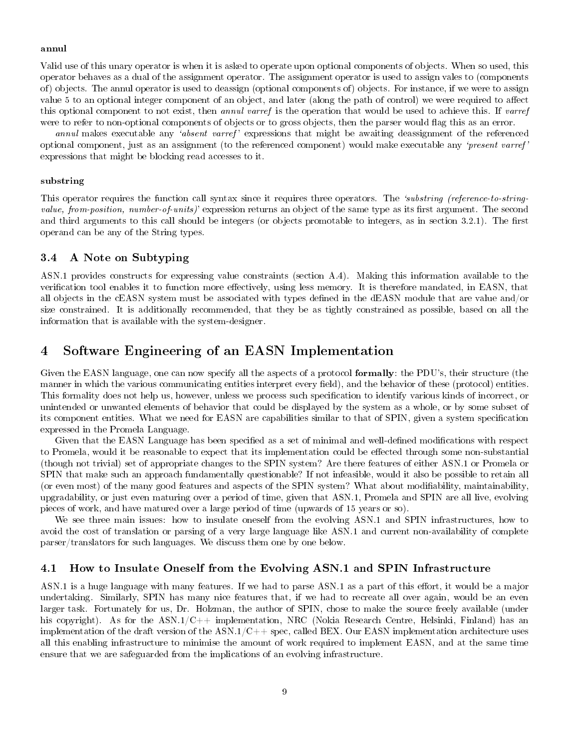**annul**

Valid use of this unary operator is when it is asked to operate upon optional components of objects. When so used, this operator behaves as a dual of the assignment operator. The assignment operator is used to assign vales to (components of) objects. The annul operator is used to deassign (optional components of) objects. For instance, if we were to assign value 5 to an optional integer component of an object, and later (along the path of control) we were required to affect this optional component to not exist, then *annul varref* is the operation that would be used to achieve this. If *varref* were to refer to non-optional components of objects or to gross objects, then the parser would flag this as an error.

*annul* makes executable any *'absent varref'* expressions that might be awaiting deassignment of the referenced optional component, just as an assignment (to the referenced component) would make executable any *'present varref'* expressions that might be blocking read accesses to it.

**substring**

This operator requires the function call syntax since it requires three operators. The *'substring (reference-to-string-value, from-position, number-of-units)'* expression returns an object of the same type as its first argument. The second and third arguments to this call should be integers (or objects promotable to integers, as in section 3.2.1). The first operand can be any of the String types.

### 3.4 A Note on Subtyping

ASN.1 provides constructs for expressing value constraints (section A.4). Making this information available to the verification tool enables it to function more effectively, using less memory. It is therefore mandated, in EASN, that all objects in the cEASN system must be associated with types defined in the dEASN module that are value and/or size constrained. It is additionally recommended, that they be as tightly constrained as possible, based on all the information that is available with the system-designer.

## 4 Software Engineering of an EASN Implementation

Given the EASN language, one can now specify all the aspects of a protocol **formally**: the PDU's, their structure (the manner in which the various communicating entities interpret every field), and the behavior of these (protocol) entities. This formality does not help us, however, unless we process such specification to identify various kinds of incorrect, or unintended or unwanted elements of behavior that could be displayed by the system as a whole, or by some subset of its component entities. What we need for EASN are capabilities similar to that of SPIN, given a system specification expressed in the Promela Language.

Given that the EASN Language has been specified as a set of minimal and well-defined modifications with respect to Promela, would it be reasonable to expect that its implementation could be effected through some non-substantial (though not trivial) set of appropriate changes to the SPIN system? Are there features of either ASN.1 or Promela or SPIN that make such an approach fundamentally questionable? If not infeasible, would it also be possible to retain all (or even most) of the many good features and aspects of the SPIN system? What about modifiability, maintainability, upgradability, or just even maturing over a period of time, given that ASN.1, Promela and SPIN are all live, evolving pieces of work, and have matured over a large period of time (upwards of 15 years or so).

We see three main issues: how to insulate oneself from the evolving ASN.1 and SPIN infrastructures, how to avoid the cost of translation or parsing of a very large language like ASN.1 and current non-availability of complete parser/translators for such languages. We discuss them one by one below.

### 4.1 How to Insulate Oneself from the Evolving ASN.1 and SPIN Infrastructure

ASN.1 is a huge language with many features. If we had to parse ASN.1 as a part of this effort, it would be a major undertaking. Similarly, SPIN has many nice features that, if we had to recreate all over again, would be an even larger task. Fortunately for us, Dr. Holzman, the author of SPIN, chose to make the source freely available (under his copyright). As for the ASN.1/C++ implementation, NRC (Nokia Research Centre, Helsinki, Finland) has an implementation of the draft version of the ASN.1/C++ spec, called BEX. Our EASN implementation architecture uses all this enabling infrastructure to minimise the amount of work required to implement EASN, and at the same time ensure that we are safeguarded from the implications of an evolving infrastructure.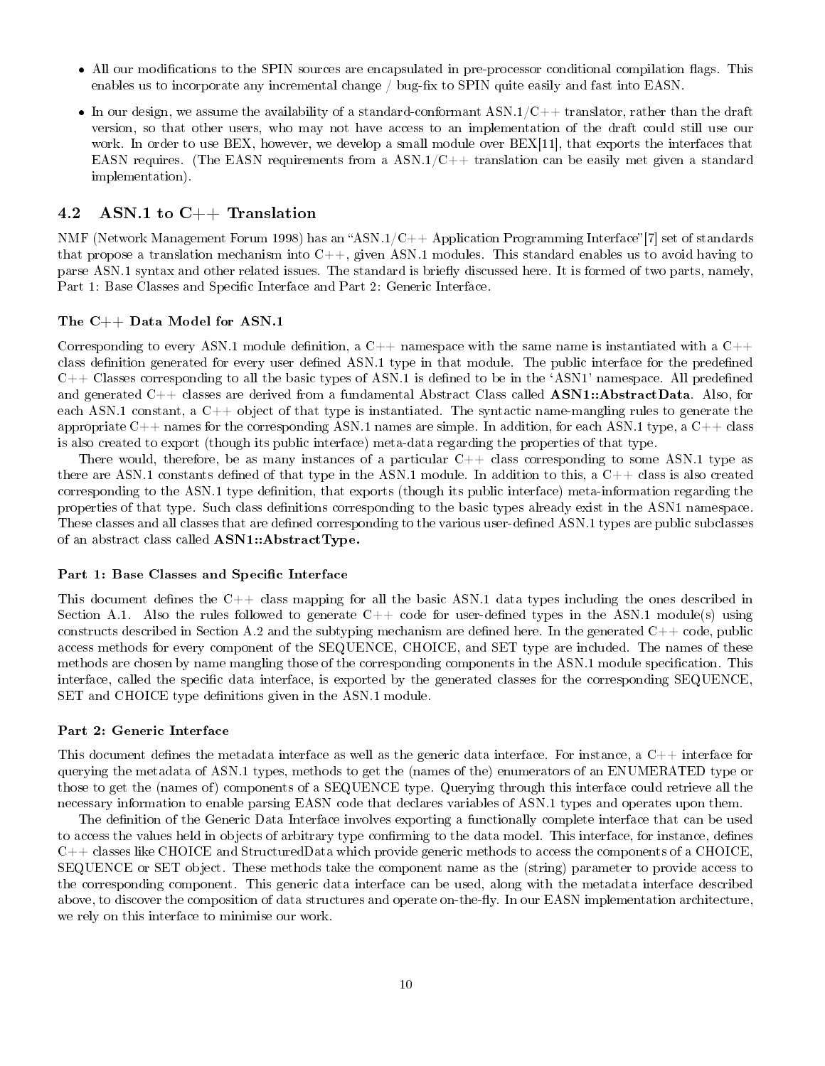- All our modifications to the SPIN sources are encapsulated in pre-processor conditional compilation flags. This enables us to incorporate any incremental change / bug-fix to SPIN quite easily and fast into EASN.
- In our design, we assume the availability of a standard-conformant ASN.1/C++ translator, rather than the draft version, so that other users, who may not have access to an implementation of the draft could still use our work. In order to use BEX, however, we develop a small module over BEX[11], that exports the interfaces that EASN requires. (The EASN requirements from a ASN.1/C++ translation can be easily met given a standard implementation).

## 4.2 ASN.1 to C++ Translation

NMF (Network Management Forum 1998) has an "ASN.1/C++ Application Programming Interface"[7] set of standards that propose a translation mechanism into C++, given ASN.1 modules. This standard enables us to avoid having to parse ASN.1 syntax and other related issues. The standard is briefly discussed here. It is formed of two parts, namely, Part 1: Base Classes and Specific Interface and Part 2: Generic Interface.

### The C++ Data Model for ASN.1

Corresponding to every ASN.1 module definition, a C++ namespace with the same name is instantiated with a C++ class definition generated for every user defined ASN.1 type in that module. The public interface for the predefined C++ Classes corresponding to all the basic types of ASN.1 is defined to be in the 'ASN1' namespace. All predefined and generated C++ classes are derived from a fundamental Abstract Class called **ASN1::AbstractData**. Also, for each ASN.1 constant, a C++ object of that type is instantiated. The syntactic name-mangling rules to generate the appropriate C++ names for the corresponding ASN.1 names are simple. In addition, for each ASN.1 type, a C++ class is also created to export (though its public interface) meta-data regarding the properties of that type.

There would, therefore, be as many instances of a particular C++ class corresponding to some ASN.1 type as there are ASN.1 constants defined of that type in the ASN.1 module. In addition to this, a C++ class is also created corresponding to the ASN.1 type definition, that exports (though its public interface) meta-information regarding the properties of that type. Such class definitions corresponding to the basic types already exist in the ASN1 namespace. These classes and all classes that are defined corresponding to the various user-defined ASN.1 types are public subclasses of an abstract class called **ASN1::AbstractType.**

### Part 1: Base Classes and Specific Interface

This document defines the C++ class mapping for all the basic ASN.1 data types including the ones described in Section A.1. Also the rules followed to generate C++ code for user-defined types in the ASN.1 module(s) using constructs described in Section A.2 and the subtyping mechanism are defined here. In the generated C++ code, public access methods for every component of the SEQUENCE, CHOICE, and SET type are included. The names of these methods are chosen by name mangling those of the corresponding components in the ASN.1 module specification. This interface, called the specific data interface, is exported by the generated classes for the corresponding SEQUENCE, SET and CHOICE type definitions given in the ASN.1 module.

### Part 2: Generic Interface

This document defines the metadata interface as well as the generic data interface. For instance, a C++ interface for querying the metadata of ASN.1 types, methods to get the (names of the) enumerators of an ENUMERATED type or those to get the (names of) components of a SEQUENCE type. Querying through this interface could retrieve all the necessary information to enable parsing EASN code that declares variables of ASN.1 types and operates upon them.

The definition of the Generic Data Interface involves exporting a functionally complete interface that can be used to access the values held in objects of arbitrary type confirming to the data model. This interface, for instance, defines C++ classes like CHOICE and StructuredData which provide generic methods to access the components of a CHOICE, SEQUENCE or SET object. These methods take the component name as the (string) parameter to provide access to the corresponding component. This generic data interface can be used, along with the metadata interface described above, to discover the composition of data structures and operate on-the-fly. In our EASN implementation architecture, we rely on this interface to minimise our work.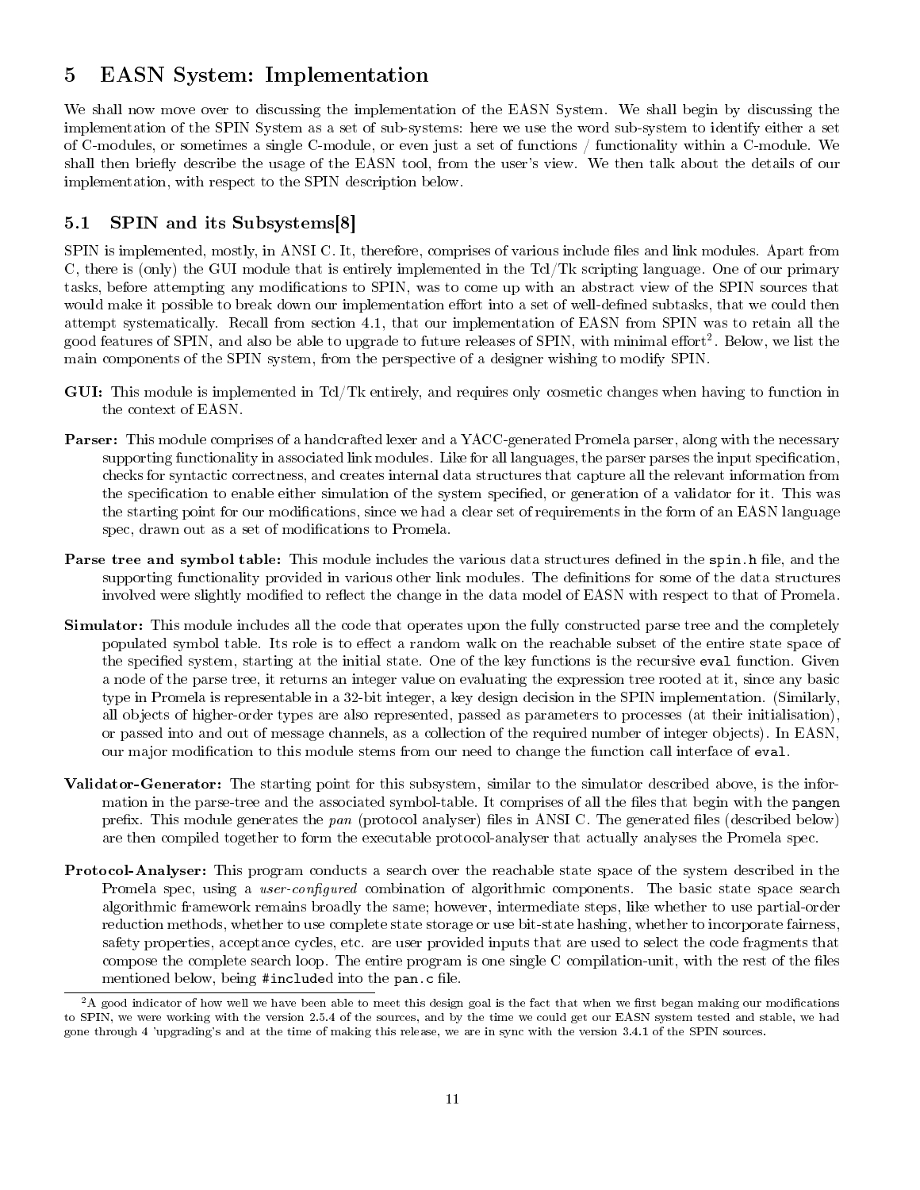# 5 EASN System: Implementation

We shall now move over to discussing the implementation of the EASN System. We shall begin by discussing the implementation of the SPIN System as a set of sub-systems: here we use the word sub-system to identify either a set of C-modules, or sometimes a single C-module, or even just a set of functions / functionality within a C-module. We shall then briefly describe the usage of the EASN tool, from the user's view. We then talk about the details of our implementation, with respect to the SPIN description below.

## 5.1 SPIN and its Subsystems[8]

SPIN is implemented, mostly, in ANSI C. It, therefore, comprises of various include files and link modules. Apart from C, there is (only) the GUI module that is entirely implemented in the Tcl/Tk scripting language. One of our primary tasks, before attempting any modifications to SPIN, was to come up with an abstract view of the SPIN sources that would make it possible to break down our implementation effort into a set of well-defined subtasks, that we could then attempt systematically. Recall from section 4.1, that our implementation of EASN from SPIN was to retain all the good features of SPIN, and also be able to upgrade to future releases of SPIN, with minimal effort[2]. Below, we list the main components of the SPIN system, from the perspective of a designer wishing to modify SPIN.

**GUI:** This module is implemented in Tcl/Tk entirely, and requires only cosmetic changes when having to function in the context of EASN.

**Parser:** This module comprises of a handcrafted lexer and a YACC-generated Promela parser, along with the necessary supporting functionality in associated link modules. Like for all languages, the parser parses the input specification, checks for syntactic correctness, and creates internal data structures that capture all the relevant information from the specification to enable either simulation of the system specified, or generation of a validator for it. This was the starting point for our modifications, since we had a clear set of requirements in the form of an EASN language spec, drawn out as a set of modifications to Promela.

**Parse tree and symbol table:** This module includes the various data structures defined in the `spin.h` file, and the supporting functionality provided in various other link modules. The definitions for some of the data structures involved were slightly modified to reflect the change in the data model of EASN with respect to that of Promela.

**Simulator:** This module includes all the code that operates upon the fully constructed parse tree and the completely populated symbol table. Its role is to effect a random walk on the reachable subset of the entire state space of the specified system, starting at the initial state. One of the key functions is the recursive `eval` function. Given a node of the parse tree, it returns an integer value on evaluating the expression tree rooted at it, since any basic type in Promela is representable in a 32-bit integer, a key design decision in the SPIN implementation. (Similarly, all objects of higher-order types are also represented, passed as parameters to processes (at their initialisation), or passed into and out of message channels, as a collection of the required number of integer objects). In EASN, our major modification to this module stems from our need to change the function call interface of `eval`.

**Validator-Generator:** The starting point for this subsystem, similar to the simulator described above, is the information in the parse-tree and the associated symbol-table. It comprises of all the files that begin with the `pangen` prefix. This module generates the *pan* (protocol analyser) files in ANSI C. The generated files (described below) are then compiled together to form the executable protocol-analyser that actually analyses the Promela spec.

**Protocol-Analyser:** This program conducts a search over the reachable state space of the system described in the Promela spec, using a *user-configured* combination of algorithmic components. The basic state space search algorithmic framework remains broadly the same; however, intermediate steps, like whether to use partial-order reduction methods, whether to use complete state storage or use bit-state hashing, whether to incorporate fairness, safety properties, acceptance cycles, etc. are user provided inputs that are used to select the code fragments that compose the complete search loop. The entire program is one single C compilation-unit, with the rest of the files mentioned below, being `#included` into the `pan.c` file.

[2] A good indicator of how well we have been able to meet this design goal is the fact that when we first began making our modifications to SPIN, we were working with the version 2.5.4 of the sources, and by the time we could get our EASN system tested and stable, we had gone through 4 'upgrading's and at the time of making this release, we are in sync with the version 3.4.1 of the SPIN sources.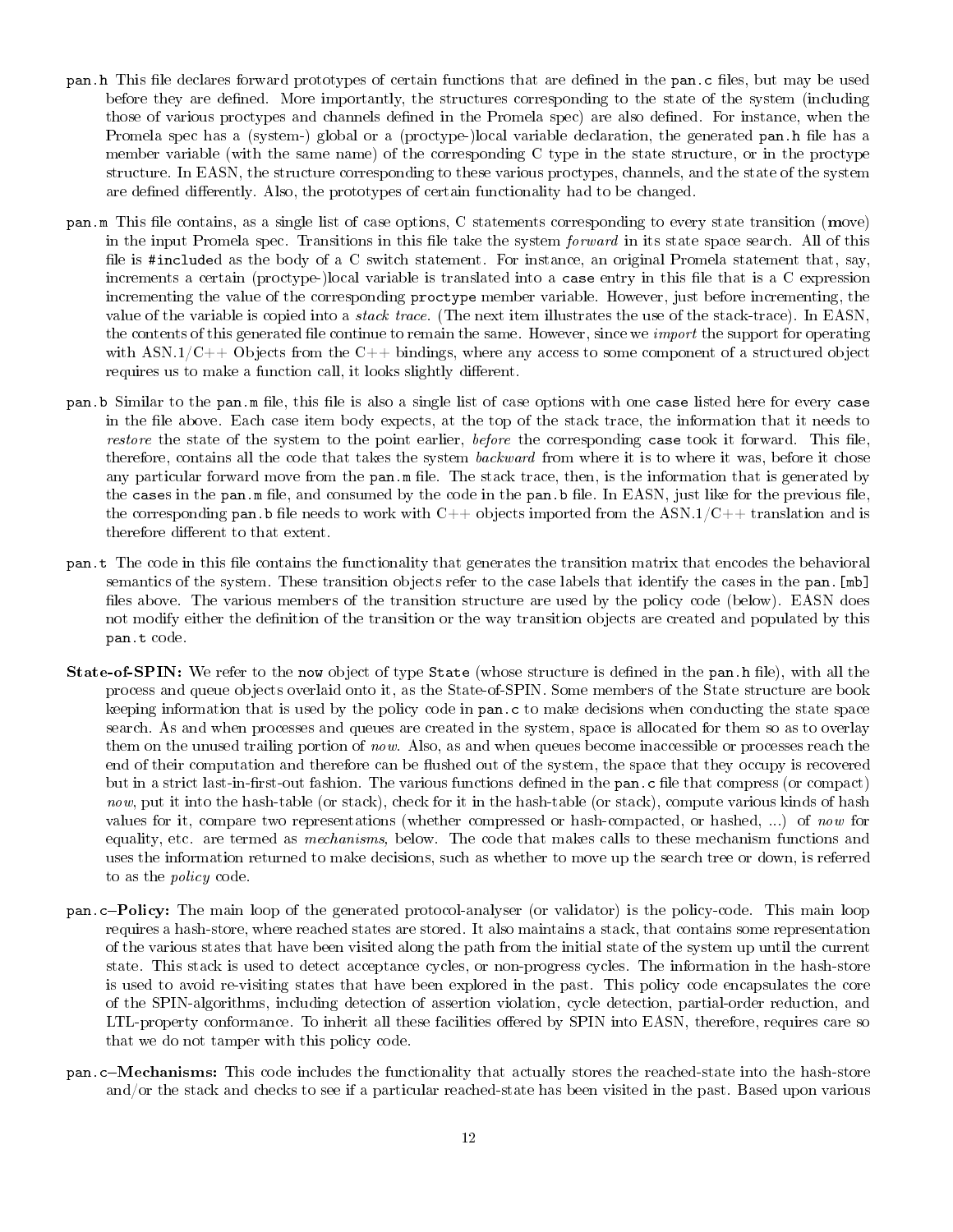`pan.h` This file declares forward prototypes of certain functions that are defined in the `pan.c` files, but may be used before they are defined. More importantly, the structures corresponding to the state of the system (including those of various proctypes and channels defined in the Promela spec) are also defined. For instance, when the Promela spec has a (system-) global or a (proctype-)local variable declaration, the generated `pan.h` file has a member variable (with the same name) of the corresponding C type in the state structure, or in the proctype structure. In EASN, the structure corresponding to these various proctypes, channels, and the state of the system are defined differently. Also, the prototypes of certain functionality had to be changed.

`pan.m` This file contains, as a single list of case options, C statements corresponding to every state transition (**m**ove) in the input Promela spec. Transitions in this file take the system *forward* in its state space search. All of this file is `#include`d as the body of a C switch statement. For instance, an original Promela statement that, say, increments a certain (proctype-)local variable is translated into a `case` entry in this file that is a C expression incrementing the value of the corresponding `proctype` member variable. However, just before incrementing, the value of the variable is copied into a *stack trace*. (The next item illustrates the use of the stack-trace). In EASN, the contents of this generated file continue to remain the same. However, since we *import* the support for operating with ASN.1/C++ Objects from the C++ bindings, where any access to some component of a structured object requires us to make a function call, it looks slightly different.

`pan.b` Similar to the `pan.m` file, this file is also a single list of case options with one `case` listed here for every `case` in the file above. Each case item body expects, at the top of the stack trace, the information that it needs to *restore* the state of the system to the point earlier, *before* the corresponding `case` took it forward. This file, therefore, contains all the code that takes the system *backward* from where it is to where it was, before it chose any particular forward move from the `pan.m` file. The stack trace, then, is the information that is generated by the `cases` in the `pan.m` file, and consumed by the code in the `pan.b` file. In EASN, just like for the previous file, the corresponding `pan.b` file needs to work with C++ objects imported from the ASN.1/C++ translation and is therefore different to that extent.

`pan.t` The code in this file contains the functionality that generates the transition matrix that encodes the behavioral semantics of the system. These transition objects refer to the case labels that identify the cases in the `pan.[mb]` files above. The various members of the transition structure are used by the policy code (below). EASN does not modify either the definition of the transition or the way transition objects are created and populated by this `pan.t` code.

**State-of-SPIN:** We refer to the `now` object of type `State` (whose structure is defined in the `pan.h` file), with all the process and queue objects overlaid onto it, as the State-of-SPIN. Some members of the State structure are book keeping information that is used by the policy code in `pan.c` to make decisions when conducting the state space search. As and when processes and queues are created in the system, space is allocated for them so as to overlay them on the unused trailing portion of *now*. Also, as and when queues become inaccessible or processes reach the end of their computation and therefore can be flushed out of the system, the space that they occupy is recovered but in a strict last-in-first-out fashion. The various functions defined in the `pan.c` file that compress (or compact) *now*, put it into the hash-table (or stack), check for it in the hash-table (or stack), compute various kinds of hash values for it, compare two representations (whether compressed or hash-compacted, or hashed, ...) of *now* for equality, etc. are termed as *mechanisms*, below. The code that makes calls to these mechanism functions and uses the information returned to make decisions, such as whether to move up the search tree or down, is referred to as the *policy* code.

`pan.c`–**Policy:** The main loop of the generated protocol-analyser (or validator) is the policy-code. This main loop requires a hash-store, where reached states are stored. It also maintains a stack, that contains some representation of the various states that have been visited along the path from the initial state of the system up until the current state. This stack is used to detect acceptance cycles, or non-progress cycles. The information in the hash-store is used to avoid re-visiting states that have been explored in the past. This policy code encapsulates the core of the SPIN-algorithms, including detection of assertion violation, cycle detection, partial-order reduction, and LTL-property conformance. To inherit all these facilities offered by SPIN into EASN, therefore, requires care so that we do not tamper with this policy code.

`pan.c`–**Mechanisms:** This code includes the functionality that actually stores the reached-state into the hash-store and/or the stack and checks to see if a particular reached-state has been visited in the past. Based upon various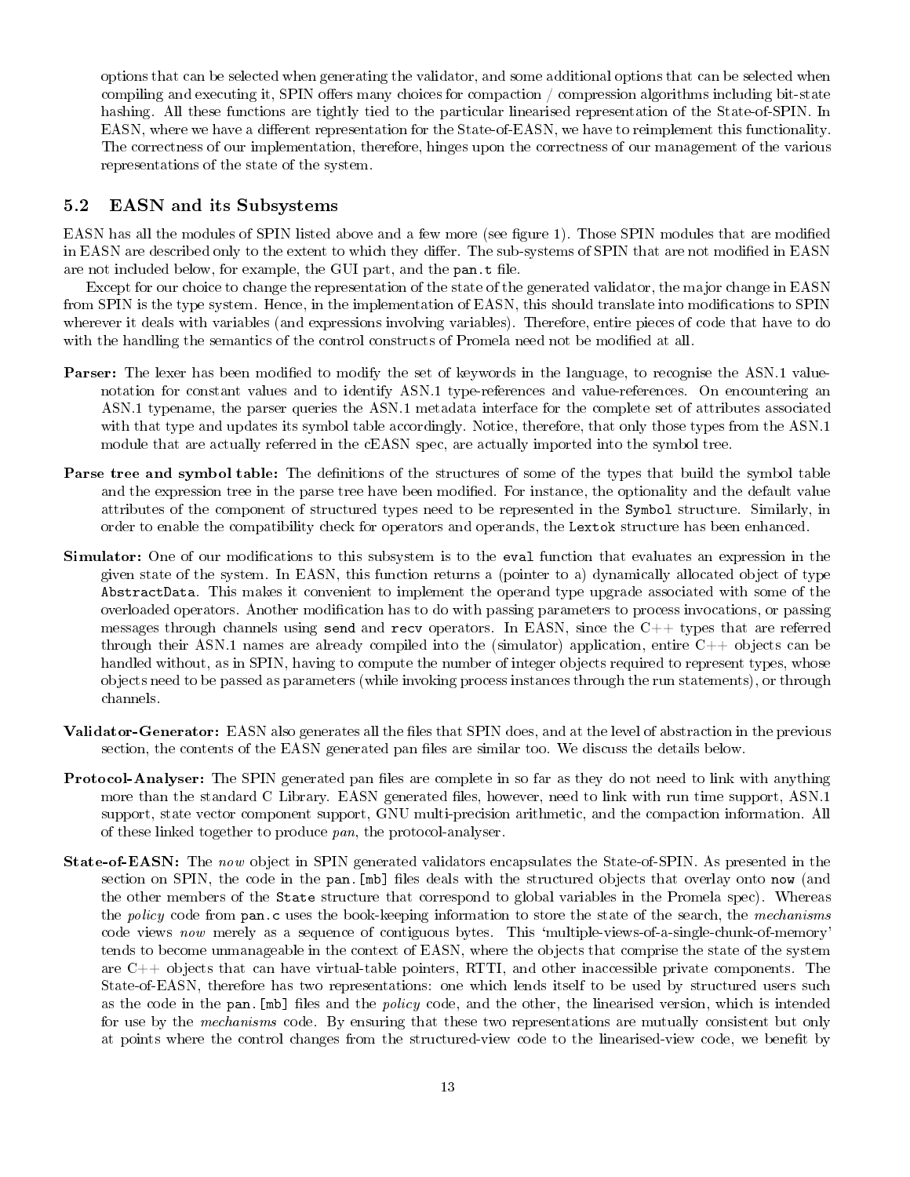options that can be selected when generating the validator, and some additional options that can be selected when compiling and executing it, SPIN offers many choices for compaction / compression algorithms including bit-state hashing. All these functions are tightly tied to the particular linearised representation of the State-of-SPIN. In EASN, where we have a different representation for the State-of-EASN, we have to reimplement this functionality. The correctness of our implementation, therefore, hinges upon the correctness of our management of the various representations of the state of the system.

## 5.2 EASN and its Subsystems

EASN has all the modules of SPIN listed above and a few more (see figure 1). Those SPIN modules that are modified in EASN are described only to the extent to which they differ. The sub-systems of SPIN that are not modified in EASN are not included below, for example, the GUI part, and the `pan.t` file.

Except for our choice to change the representation of the state of the generated validator, the major change in EASN from SPIN is the type system. Hence, in the implementation of EASN, this should translate into modifications to SPIN wherever it deals with variables (and expressions involving variables). Therefore, entire pieces of code that have to do with the handling the semantics of the control constructs of Promela need not be modified at all.

**Parser:** The lexer has been modified to modify the set of keywords in the language, to recognise the ASN.1 value-notation for constant values and to identify ASN.1 type-references and value-references. On encountering an ASN.1 typename, the parser queries the ASN.1 metadata interface for the complete set of attributes associated with that type and updates its symbol table accordingly. Notice, therefore, that only those types from the ASN.1 module that are actually referred in the cEASN spec, are actually imported into the symbol tree.

**Parse tree and symbol table:** The definitions of the structures of some of the types that build the symbol table and the expression tree in the parse tree have been modified. For instance, the optionality and the default value attributes of the component of structured types need to be represented in the `Symbol` structure. Similarly, in order to enable the compatibility check for operators and operands, the `Lextok` structure has been enhanced.

**Simulator:** One of our modifications to this subsystem is to the `eval` function that evaluates an expression in the given state of the system. In EASN, this function returns a (pointer to a) dynamically allocated object of type `AbstractData`. This makes it convenient to implement the operand type upgrade associated with some of the overloaded operators. Another modification has to do with passing parameters to process invocations, or passing messages through channels using `send` and `recv` operators. In EASN, since the C++ types that are referred through their ASN.1 names are already compiled into the (simulator) application, entire C++ objects can be handled without, as in SPIN, having to compute the number of integer objects required to represent types, whose objects need to be passed as parameters (while invoking process instances through the run statements), or through channels.

**Validator-Generator:** EASN also generates all the files that SPIN does, and at the level of abstraction in the previous section, the contents of the EASN generated pan files are similar too. We discuss the details below.

**Protocol-Analyser:** The SPIN generated pan files are complete in so far as they do not need to link with anything more than the standard C Library. EASN generated files, however, need to link with run time support, ASN.1 support, state vector component support, GNU multi-precision arithmetic, and the compaction information. All of these linked together to produce *pan*, the protocol-analyser.

**State-of-EASN:** The *now* object in SPIN generated validators encapsulates the State-of-SPIN. As presented in the section on SPIN, the code in the `pan.[mb]` files deals with the structured objects that overlay onto `now` (and the other members of the `State` structure that correspond to global variables in the Promela spec). Whereas the *policy* code from `pan.c` uses the book-keeping information to store the state of the search, the *mechanisms* code views *now* merely as a sequence of contiguous bytes. This 'multiple-views-of-a-single-chunk-of-memory' tends to become unmanageable in the context of EASN, where the objects that comprise the state of the system are C++ objects that can have virtual-table pointers, RTTI, and other inaccessible private components. The State-of-EASN, therefore has two representations: one which lends itself to be used by structured users such as the code in the `pan.[mb]` files and the *policy* code, and the other, the linearised version, which is intended for use by the *mechanisms* code. By ensuring that these two representations are mutually consistent but only at points where the control changes from the structured-view code to the linearised-view code, we benefit by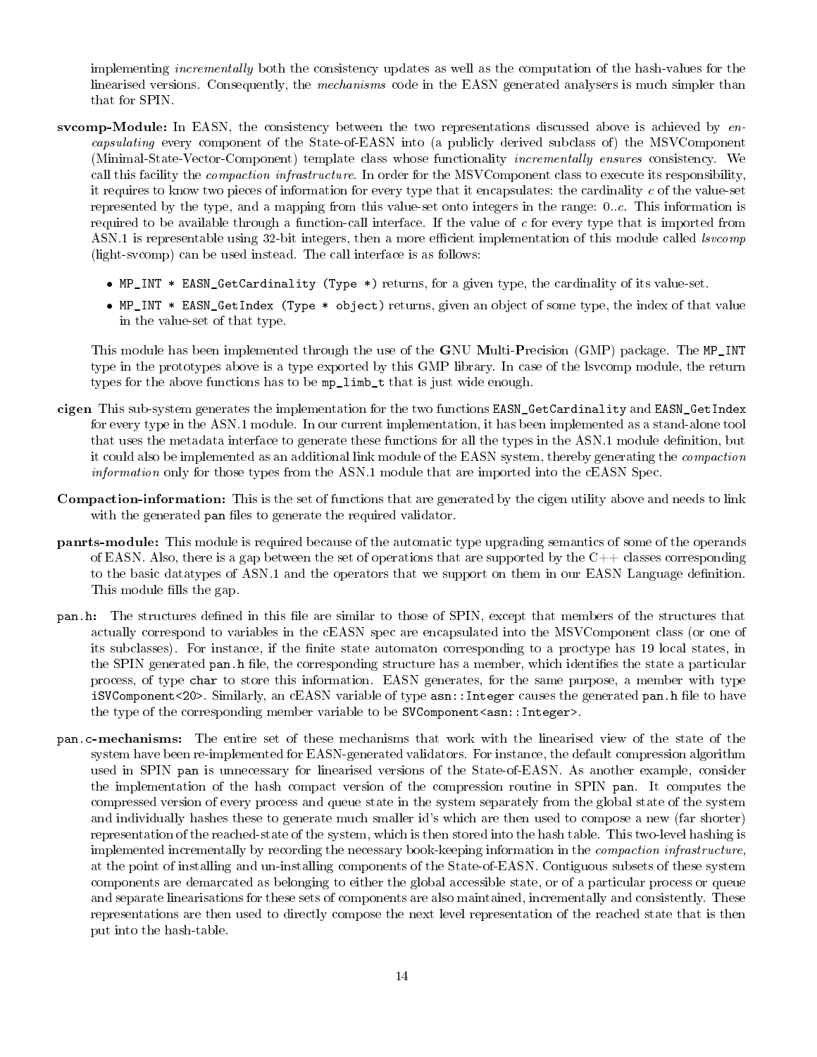implementing *incrementally* both the consistency updates as well as the computation of the hash-values for the linearised versions. Consequently, the *mechanisms* code in the EASN generated analysers is much simpler than that for SPIN.

**svcomp-Module:** In EASN, the consistency between the two representations discussed above is achieved by *encapsulating* every component of the State-of-EASN into (a publicly derived subclass of) the MSVComponent (Minimal-State-Vector-Component) template class whose functionality *incrementally ensures* consistency. We call this facility the *compaction infrastructure*. In order for the MSVComponent class to execute its responsibility, it requires to know two pieces of information for every type that it encapsulates: the cardinality $c$ of the value-set represented by the type, and a mapping from this value-set onto integers in the range: $0..c$. This information is required to be available through a function-call interface. If the value of $c$ for every type that is imported from ASN.1 is representable using 32-bit integers, then a more efficient implementation of this module called *lsvcomp* (light-svcomp) can be used instead. The call interface is as follows:

- `MP_INT * EASN_GetCardinality (Type *)` returns, for a given type, the cardinality of its value-set.
- `MP_INT * EASN_GetIndex (Type * object)` returns, given an object of some type, the index of that value in the value-set of that type.

This module has been implemented through the use of the **G**NU **M**ulti-**P**recision (GMP) package. The `MP_INT` type in the prototypes above is a type exported by this GMP library. In case of the lsvcomp module, the return types for the above functions has to be `mp_limb_t` that is just wide enough.

**cigen** This sub-system generates the implementation for the two functions `EASN_GetCardinality` and `EASN_GetIndex` for every type in the ASN.1 module. In our current implementation, it has been implemented as a stand-alone tool that uses the metadata interface to generate these functions for all the types in the ASN.1 module definition, but it could also be implemented as an additional link module of the EASN system, thereby generating the *compaction information* only for those types from the ASN.1 module that are imported into the cEASN Spec.

**Compaction-information:** This is the set of functions that are generated by the cigen utility above and needs to link with the generated `pan` files to generate the required validator.

**panrts-module:** This module is required because of the automatic type upgrading semantics of some of the operands of EASN. Also, there is a gap between the set of operations that are supported by the C++ classes corresponding to the basic datatypes of ASN.1 and the operators that we support on them in our EASN Language definition. This module fills the gap.

**`pan.h`:** The structures defined in this file are similar to those of SPIN, except that members of the structures that actually correspond to variables in the cEASN spec are encapsulated into the MSVComponent class (or one of its subclasses). For instance, if the finite state automaton corresponding to a proctype has 19 local states, in the SPIN generated `pan.h` file, the corresponding structure has a member, which identifies the state a particular process, of type `char` to store this information. EASN generates, for the same purpose, a member with type `iSVComponent<20>`. Similarly, an cEASN variable of type `asn::Integer` causes the generated `pan.h` file to have the type of the corresponding member variable to be `SVComponent<asn::Integer>`.

**`pan.c`-mechanisms:** The entire set of these mechanisms that work with the linearised view of the state of the system have been re-implemented for EASN-generated validators. For instance, the default compression algorithm used in SPIN `pan` is unnecessary for linearised versions of the State-of-EASN. As another example, consider the implementation of the hash compact version of the compression routine in SPIN `pan`. It computes the compressed version of every process and queue state in the system separately from the global state of the system and individually hashes these to generate much smaller id's which are then used to compose a new (far shorter) representation of the reached-state of the system, which is then stored into the hash table. This two-level hashing is implemented incrementally by recording the necessary book-keeping information in the *compaction infrastructure*, at the point of installing and un-installing components of the State-of-EASN. Contiguous subsets of these system components are demarcated as belonging to either the global accessible state, or of a particular process or queue and separate linearisations for these sets of components are also maintained, incrementally and consistently. These representations are then used to directly compose the next level representation of the reached state that is then put into the hash-table.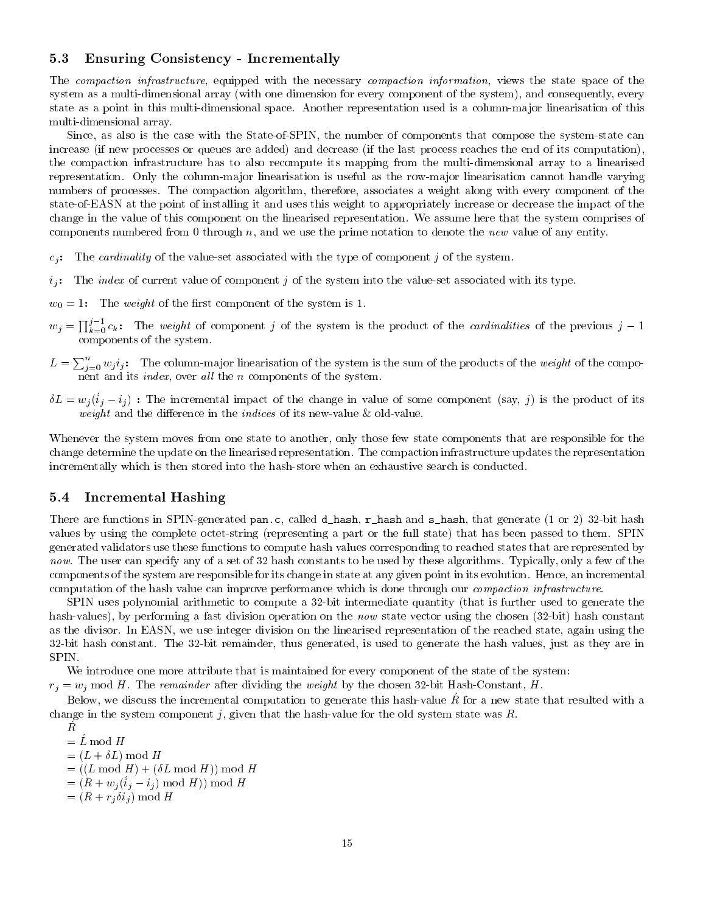### 5.3 Ensuring Consistency - Incrementally

The *compaction infrastructure*, equipped with the necessary *compaction information*, views the state space of the system as a multi-dimensional array (with one dimension for every component of the system), and consequently, every state as a point in this multi-dimensional space. Another representation used is a column-major linearisation of this multi-dimensional array.

Since, as also is the case with the State-of-SPIN, the number of components that compose the system-state can increase (if new processes or queues are added) and decrease (if the last process reaches the end of its computation), the compaction infrastructure has to also recompute its mapping from the multi-dimensional array to a linearised representation. Only the column-major linearisation is useful as the row-major linearisation cannot handle varying numbers of processes. The compaction algorithm, therefore, associates a weight along with every component of the state-of-EASN at the point of installing it and uses this weight to appropriately increase or decrease the impact of the change in the value of this component on the linearised representation. We assume here that the system comprises of components numbered from 0 through $n$, and we use the prime notation to denote the *new* value of any entity.

$c_j$**:** The *cardinality* of the value-set associated with the type of component $j$ of the system.

$i_j$**:** The *index* of current value of component $j$ of the system into the value-set associated with its type.

$w_0 = 1$**:** The *weight* of the first component of the system is 1.

$w_j = \prod_{k=0}^{j-1} c_k$**:** The *weight* of component $j$ of the system is the product of the *cardinalities* of the previous $j-1$ components of the system.

$L = \sum_{j=0}^{n} w_j i_j$**:** The column-major linearisation of the system is the sum of the products of the *weight* of the component and its *index*, over *all* the $n$ components of the system.

$\delta L = w_j(\acute{i}_j - i_j)$ **:** The incremental impact of the change in value of some component (say, $j$) is the product of its *weight* and the difference in the *indices* of its new-value & old-value.

Whenever the system moves from one state to another, only those few state components that are responsible for the change determine the update on the linearised representation. The compaction infrastructure updates the representation incrementally which is then stored into the hash-store when an exhaustive search is conducted.

### 5.4 Incremental Hashing

There are functions in SPIN-generated `pan.c`, called `d_hash`, `r_hash` and `s_hash`, that generate (1 or 2) 32-bit hash values by using the complete octet-string (representing a part or the full state) that has been passed to them. SPIN generated validators use these functions to compute hash values corresponding to reached states that are represented by *now*. The user can specify any of a set of 32 hash constants to be used by these algorithms. Typically, only a few of the components of the system are responsible for its change in state at any given point in its evolution. Hence, an incremental computation of the hash value can improve performance which is done through our *compaction infrastructure*.

SPIN uses polynomial arithmetic to compute a 32-bit intermediate quantity (that is further used to generate the hash-values), by performing a fast division operation on the *now* state vector using the chosen (32-bit) hash constant as the divisor. In EASN, we use integer division on the linearised representation of the reached state, again using the 32-bit hash constant. The 32-bit remainder, thus generated, is used to generate the hash values, just as they are in SPIN.

We introduce one more attribute that is maintained for every component of the state of the system:
$r_j = w_j \bmod H$. The *remainder* after dividing the *weight* by the chosen 32-bit Hash-Constant, $H$.

Below, we discuss the incremental computation to generate this hash-value $\acute{R}$ for a new state that resulted with a change in the system component $j$, given that the hash-value for the old system state was $R$.

$$
\begin{aligned}
&\acute{R} \\
&= \acute{L} \bmod H \\
&= (L + \delta L) \bmod H \\
&= ((L \bmod H) + (\delta L \bmod H)) \bmod H \\
&= (R + w_j(\acute{i}_j - i_j) \bmod H)) \bmod H \\
&= (R + r_j \delta i_j) \bmod H
\end{aligned}
$$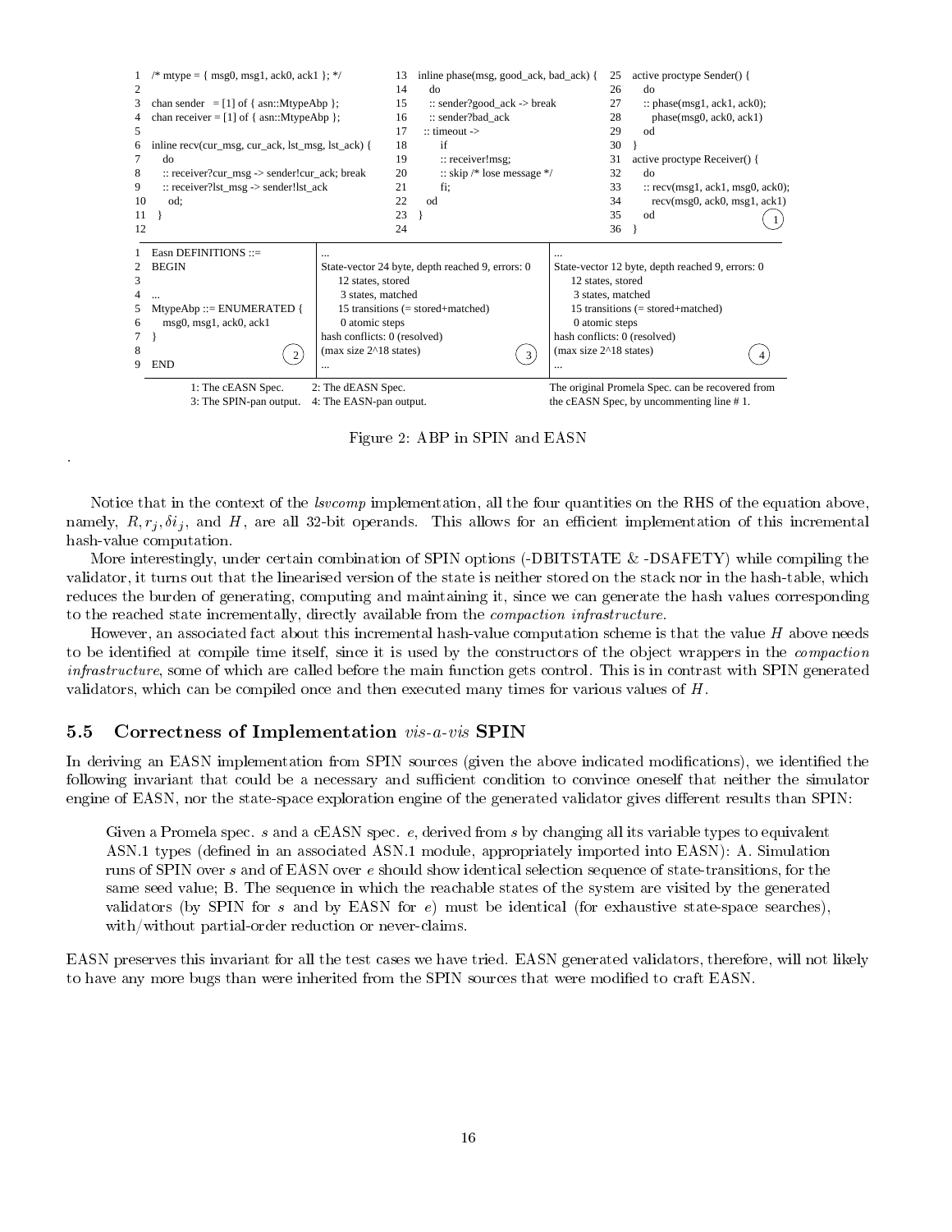```
1   /* mtype = { msg0, msg1, ack0, ack1 }; */
2
3   chan sender   = [1] of { asn::MtypeAbp };
4   chan receiver = [1] of { asn::MtypeAbp };
5
6   inline recv(cur_msg, cur_ack, lst_msg, lst_ack) {
7     do
8     :: receiver?cur_msg -> sender!cur_ack; break
9     :: receiver?lst_msg -> sender!lst_ack
10    od;
11  }
12

13  inline phase(msg, good_ack, bad_ack) {
14    do
15    :: sender?good_ack -> break
16    :: sender?bad_ack
17    :: timeout ->
18       if
19       :: receiver!msg;
20       :: skip /* lose message */
21       fi;
22    od
23  }
24

25  active proctype Sender() {
26    do
27    :: phase(msg1, ack1, ack0);
28       phase(msg0, ack0, ack1)
29    od
30  }
31  active proctype Receiver() {
32    do
33    :: recv(msg1, ack1, msg0, ack0);
34       recv(msg0, ack0, msg1, ack1)
35    od
36  }
                                        (1)
```

```
1   Easn DEFINITIONS ::=
2   BEGIN
3
4   ...
5   MtypeAbp ::= ENUMERATED {
6     msg0, msg1, ack0, ack1
7   }
8                                       (2)
9   END
```

```
...
State-vector 24 byte, depth reached 9, errors: 0
     12 states, stored
      3 states, matched
     15 transitions (= stored+matched)
      0 atomic steps
hash conflicts: 0 (resolved)
(max size 2^18 states)                  (3)
...
```

```
...
State-vector 12 byte, depth reached 9, errors: 0
     12 states, stored
      3 states, matched
     15 transitions (= stored+matched)
      0 atomic steps
hash conflicts: 0 (resolved)
(max size 2^18 states)                  (4)
...
```

1: The cEASN Spec. 2: The dEASN Spec.
3: The SPIN-pan output. 4: The EASN-pan output.

The original Promela Spec. can be recovered from the cEASN Spec, by uncommenting line # 1.

Figure 2: ABP in SPIN and EASN

.

Notice that in the context of the *lsvcomp* implementation, all the four quantities on the RHS of the equation above, namely, $R, r_j, \delta i_j$, and $H$, are all 32-bit operands. This allows for an efficient implementation of this incremental hash-value computation.

More interestingly, under certain combination of SPIN options (-DBITSTATE & -DSAFETY) while compiling the validator, it turns out that the linearised version of the state is neither stored on the stack nor in the hash-table, which reduces the burden of generating, computing and maintaining it, since we can generate the hash values corresponding to the reached state incrementally, directly available from the *compaction infrastructure*.

However, an associated fact about this incremental hash-value computation scheme is that the value $H$ above needs to be identified at compile time itself, since it is used by the constructors of the object wrappers in the *compaction infrastructure*, some of which are called before the main function gets control. This is in contrast with SPIN generated validators, which can be compiled once and then executed many times for various values of $H$.

### 5.5 Correctness of Implementation *vis-a-vis* SPIN

In deriving an EASN implementation from SPIN sources (given the above indicated modifications), we identified the following invariant that could be a necessary and sufficient condition to convince oneself that neither the simulator engine of EASN, nor the state-space exploration engine of the generated validator gives different results than SPIN:

> Given a Promela spec. $s$ and a cEASN spec. $e$, derived from $s$ by changing all its variable types to equivalent ASN.1 types (defined in an associated ASN.1 module, appropriately imported into EASN): A. Simulation runs of SPIN over $s$ and of EASN over $e$ should show identical selection sequence of state-transitions, for the same seed value; B. The sequence in which the reachable states of the system are visited by the generated validators (by SPIN for $s$ and by EASN for $e$) must be identical (for exhaustive state-space searches), with/without partial-order reduction or never-claims.

EASN preserves this invariant for all the test cases we have tried. EASN generated validators, therefore, will not likely to have any more bugs than were inherited from the SPIN sources that were modified to craft EASN.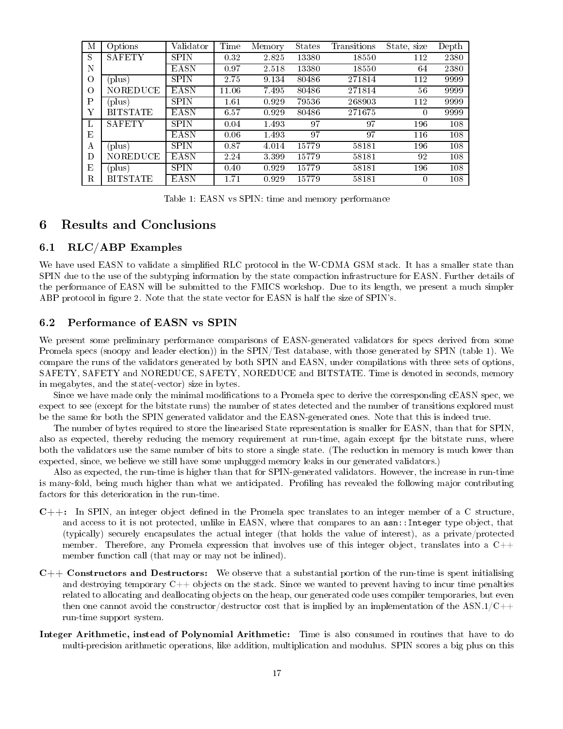| M | Options | Validator | Time | Memory | States | Transitions | State, size | Depth |
|---|---|---|---|---|---|---|---|---|
| S | SAFETY | SPIN | 0.32 | 2.825 | 13380 | 18550 | 112 | 2380 |
| N | | EASN | 0.97 | 2.518 | 13380 | 18550 | 64 | 2380 |
| O | (plus) | SPIN | 2.75 | 9.134 | 80486 | 271814 | 112 | 9999 |
| O | NOREDUCE | EASN | 11.06 | 7.495 | 80486 | 271814 | 56 | 9999 |
| P | (plus) | SPIN | 1.61 | 0.929 | 79536 | 268903 | 112 | 9999 |
| Y | BITSTATE | EASN | 6.57 | 0.929 | 80486 | 271675 | 0 | 9999 |
| L | SAFETY | SPIN | 0.04 | 1.493 | 97 | 97 | 196 | 108 |
| E | | EASN | 0.06 | 1.493 | 97 | 97 | 116 | 108 |
| A | (plus) | SPIN | 0.87 | 4.014 | 15779 | 58181 | 196 | 108 |
| D | NOREDUCE | EASN | 2.24 | 3.399 | 15779 | 58181 | 92 | 108 |
| E | (plus) | SPIN | 0.40 | 0.929 | 15779 | 58181 | 196 | 108 |
| R | BITSTATE | EASN | 1.71 | 0.929 | 15779 | 58181 | 0 | 108 |

Table 1: EASN vs SPIN: time and memory performance

# 6 Results and Conclusions

## 6.1 RLC/ABP Examples

We have used EASN to validate a simplified RLC protocol in the W-CDMA GSM stack. It has a smaller state than SPIN due to the use of the subtyping information by the state compaction infrastructure for EASN. Further details of the performance of EASN will be submitted to the FMICS workshop. Due to its length, we present a much simpler ABP protocol in figure 2. Note that the state vector for EASN is half the size of SPIN's.

## 6.2 Performance of EASN vs SPIN

We present some preliminary performance comparisons of EASN-generated validators for specs derived from some Promela specs (snoopy and leader election)) in the SPIN/Test database, with those generated by SPIN (table 1). We compare the runs of the validators generated by both SPIN and EASN, under compilations with three sets of options, SAFETY, SAFETY and NOREDUCE, SAFETY, NOREDUCE and BITSTATE. Time is denoted in seconds, memory in megabytes, and the state(-vector) size in bytes.

Since we have made only the minimal modifications to a Promela spec to derive the corresponding cEASN spec, we expect to see (except for the bitstate runs) the number of states detected and the number of transitions explored must be the same for both the SPIN generated validator and the EASN-generated ones. Note that this is indeed true.

The number of bytes required to store the linearised State representation is smaller for EASN, than that for SPIN, also as expected, thereby reducing the memory requirement at run-time, again except fpr the bitstate runs, where both the validators use the same number of bits to store a single state. (The reduction in memory is much lower than expected, since, we believe we still have some unplugged memory leaks in our generated validators.)

Also as expected, the run-time is higher than that for SPIN-generated validators. However, the increase in run-time is many-fold, being much higher than what we anticipated. Profiling has revealed the following major contributing factors for this deterioration in the run-time.

**C++:** In SPIN, an integer object defined in the Promela spec translates to an integer member of a C structure, and access to it is not protected, unlike in EASN, where that compares to an `asn::Integer` type object, that (typically) securely encapsulates the actual integer (that holds the value of interest), as a private/protected member. Therefore, any Promela expression that involves use of this integer object, translates into a C++ member function call (that may or may not be inlined).

**C++ Constructors and Destructors:** We observe that a substantial portion of the run-time is spent initialising and destroying temporary C++ objects on the stack. Since we wanted to prevent having to incur time penalties related to allocating and deallocating objects on the heap, our generated code uses compiler temporaries, but even then one cannot avoid the constructor/destructor cost that is implied by an implementation of the ASN.1/C++ run-time support system.

**Integer Arithmetic, instead of Polynomial Arithmetic:** Time is also consumed in routines that have to do multi-precision arithmetic operations, like addition, multiplication and modulus. SPIN scores a big plus on this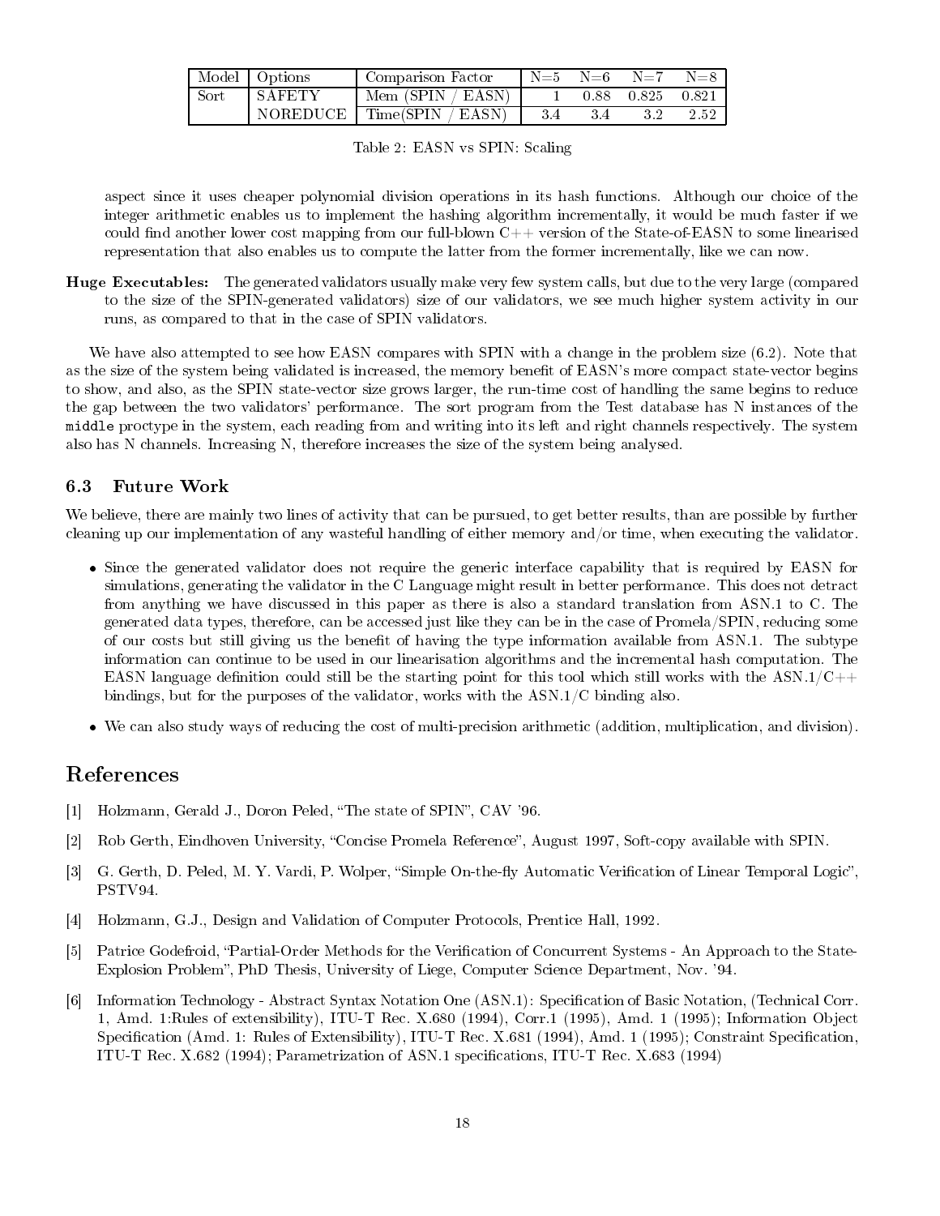| Model | Options | Comparison Factor | N=5 | N=6 | N=7 | N=8 |
|---|---|---|---|---|---|---|
| Sort | SAFETY | Mem (SPIN / EASN) | 1 | 0.88 | 0.825 | 0.821 |
| | NOREDUCE | Time(SPIN / EASN) | 3.4 | 3.4 | 3.2 | 2.52 |

Table 2: EASN vs SPIN: Scaling

aspect since it uses cheaper polynomial division operations in its hash functions. Although our choice of the integer arithmetic enables us to implement the hashing algorithm incrementally, it would be much faster if we could find another lower cost mapping from our full-blown C++ version of the State-of-EASN to some linearised representation that also enables us to compute the latter from the former incrementally, like we can now.

**Huge Executables:** The generated validators usually make very few system calls, but due to the very large (compared to the size of the SPIN-generated validators) size of our validators, we see much higher system activity in our runs, as compared to that in the case of SPIN validators.

We have also attempted to see how EASN compares with SPIN with a change in the problem size (6.2). Note that as the size of the system being validated is increased, the memory benefit of EASN's more compact state-vector begins to show, and also, as the SPIN state-vector size grows larger, the run-time cost of handling the same begins to reduce the gap between the two validators' performance. The sort program from the Test database has N instances of the `middle` proctype in the system, each reading from and writing into its left and right channels respectively. The system also has N channels. Increasing N, therefore increases the size of the system being analysed.

### 6.3 Future Work

We believe, there are mainly two lines of activity that can be pursued, to get better results, than are possible by further cleaning up our implementation of any wasteful handling of either memory and/or time, when executing the validator.

- Since the generated validator does not require the generic interface capability that is required by EASN for simulations, generating the validator in the C Language might result in better performance. This does not detract from anything we have discussed in this paper as there is also a standard translation from ASN.1 to C. The generated data types, therefore, can be accessed just like they can be in the case of Promela/SPIN, reducing some of our costs but still giving us the benefit of having the type information available from ASN.1. The subtype information can continue to be used in our linearisation algorithms and the incremental hash computation. The EASN language definition could still be the starting point for this tool which still works with the ASN.1/C++ bindings, but for the purposes of the validator, works with the ASN.1/C binding also.
- We can also study ways of reducing the cost of multi-precision arithmetic (addition, multiplication, and division).

## References

[1] Holzmann, Gerald J., Doron Peled, "The state of SPIN", CAV '96.

[2] Rob Gerth, Eindhoven University, "Concise Promela Reference", August 1997, Soft-copy available with SPIN.

[3] G. Gerth, D. Peled, M. Y. Vardi, P. Wolper, "Simple On-the-fly Automatic Verification of Linear Temporal Logic", PSTV94.

[4] Holzmann, G.J., Design and Validation of Computer Protocols, Prentice Hall, 1992.

[5] Patrice Godefroid, "Partial-Order Methods for the Verification of Concurrent Systems - An Approach to the State-Explosion Problem", PhD Thesis, University of Liege, Computer Science Department, Nov. '94.

[6] Information Technology - Abstract Syntax Notation One (ASN.1): Specification of Basic Notation, (Technical Corr. 1, Amd. 1:Rules of extensibility), ITU-T Rec. X.680 (1994), Corr.1 (1995), Amd. 1 (1995); Information Object Specification (Amd. 1: Rules of Extensibility), ITU-T Rec. X.681 (1994), Amd. 1 (1995); Constraint Specification, ITU-T Rec. X.682 (1994); Parametrization of ASN.1 specifications, ITU-T Rec. X.683 (1994)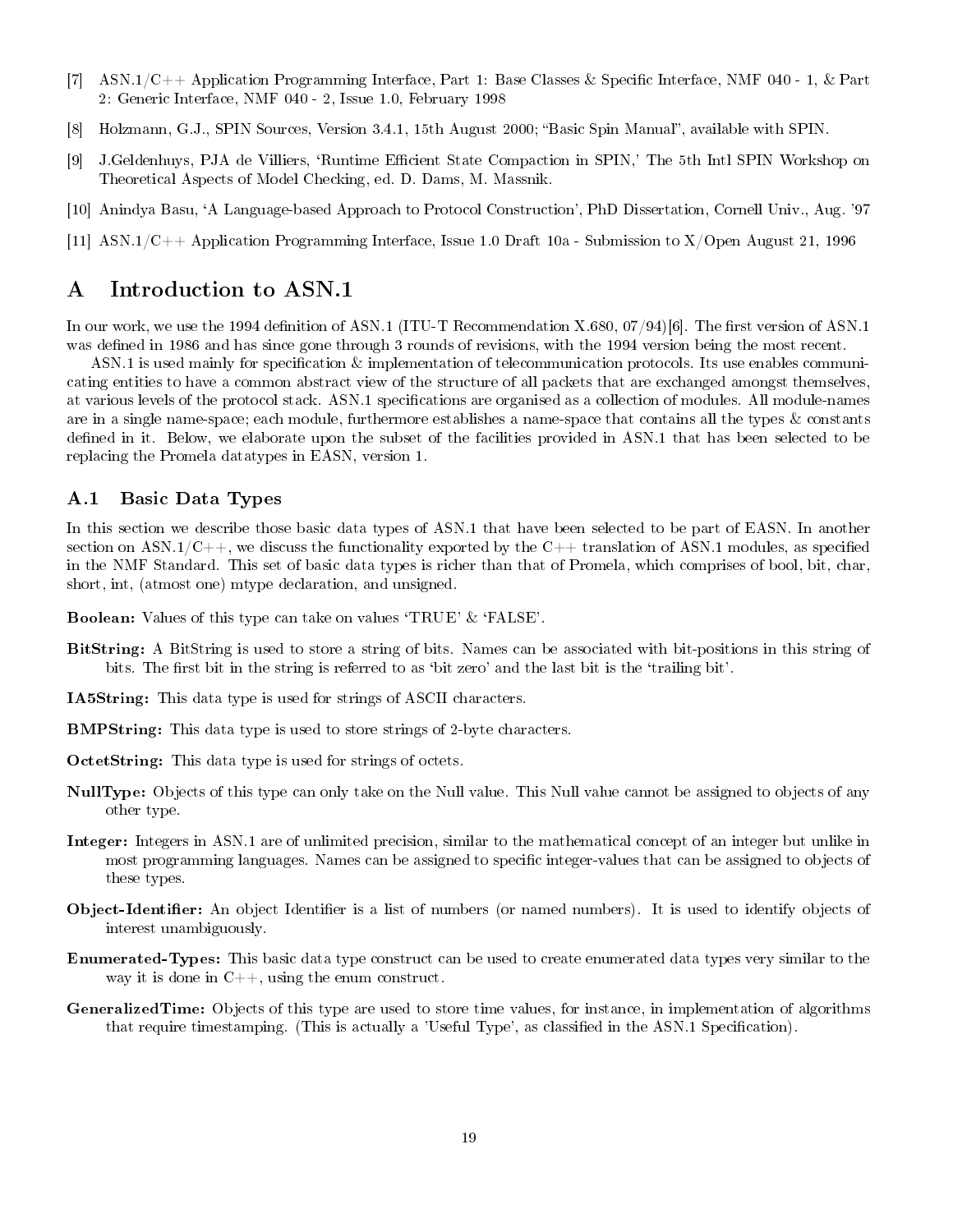[7] ASN.1/C++ Application Programming Interface, Part 1: Base Classes & Specific Interface, NMF 040 - 1, & Part 2: Generic Interface, NMF 040 - 2, Issue 1.0, February 1998

[8] Holzmann, G.J., SPIN Sources, Version 3.4.1, 15th August 2000; "Basic Spin Manual", available with SPIN.

[9] J.Geldenhuys, PJA de Villiers, 'Runtime Efficient State Compaction in SPIN,' The 5th Intl SPIN Workshop on Theoretical Aspects of Model Checking, ed. D. Dams, M. Massnik.

[10] Anindya Basu, 'A Language-based Approach to Protocol Construction', PhD Dissertation, Cornell Univ., Aug. '97

[11] ASN.1/C++ Application Programming Interface, Issue 1.0 Draft 10a - Submission to X/Open August 21, 1996

# A Introduction to ASN.1

In our work, we use the 1994 definition of ASN.1 (ITU-T Recommendation X.680, 07/94)[6]. The first version of ASN.1 was defined in 1986 and has since gone through 3 rounds of revisions, with the 1994 version being the most recent.

ASN.1 is used mainly for specification & implementation of telecommunication protocols. Its use enables communicating entities to have a common abstract view of the structure of all packets that are exchanged amongst themselves, at various levels of the protocol stack. ASN.1 specifications are organised as a collection of modules. All module-names are in a single name-space; each module, furthermore establishes a name-space that contains all the types & constants defined in it. Below, we elaborate upon the subset of the facilities provided in ASN.1 that has been selected to be replacing the Promela datatypes in EASN, version 1.

## A.1 Basic Data Types

In this section we describe those basic data types of ASN.1 that have been selected to be part of EASN. In another section on ASN.1/C++, we discuss the functionality exported by the C++ translation of ASN.1 modules, as specified in the NMF Standard. This set of basic data types is richer than that of Promela, which comprises of bool, bit, char, short, int, (atmost one) mtype declaration, and unsigned.

**Boolean:** Values of this type can take on values 'TRUE' & 'FALSE'.

**BitString:** A BitString is used to store a string of bits. Names can be associated with bit-positions in this string of bits. The first bit in the string is referred to as 'bit zero' and the last bit is the 'trailing bit'.

**IA5String:** This data type is used for strings of ASCII characters.

**BMPString:** This data type is used to store strings of 2-byte characters.

**OctetString:** This data type is used for strings of octets.

**NullType:** Objects of this type can only take on the Null value. This Null value cannot be assigned to objects of any other type.

**Integer:** Integers in ASN.1 are of unlimited precision, similar to the mathematical concept of an integer but unlike in most programming languages. Names can be assigned to specific integer-values that can be assigned to objects of these types.

**Object-Identifier:** An object Identifier is a list of numbers (or named numbers). It is used to identify objects of interest unambiguously.

**Enumerated-Types:** This basic data type construct can be used to create enumerated data types very similar to the way it is done in C++, using the enum construct.

**GeneralizedTime:** Objects of this type are used to store time values, for instance, in implementation of algorithms that require timestamping. (This is actually a 'Useful Type', as classified in the ASN.1 Specification).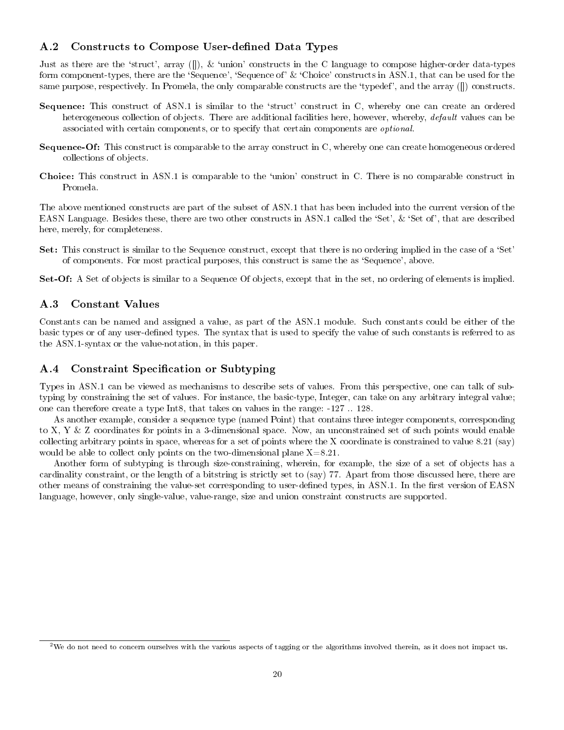## A.2 Constructs to Compose User-defined Data Types

Just as there are the 'struct', array ([]), & 'union' constructs in the C language to compose higher-order data-types form component-types, there are the 'Sequence', 'Sequence of' & 'Choice' constructs in ASN.1, that can be used for the same purpose, respectively. In Promela, the only comparable constructs are the 'typedef', and the array ([]) constructs.

**Sequence:** This construct of ASN.1 is similar to the 'struct' construct in C, whereby one can create an ordered heterogeneous collection of objects. There are additional facilities here, however, whereby, *default* values can be associated with certain components, or to specify that certain components are *optional*.

**Sequence-Of:** This construct is comparable to the array construct in C, whereby one can create homogeneous ordered collections of objects.

**Choice:** This construct in ASN.1 is comparable to the 'union' construct in C. There is no comparable construct in Promela.

The above mentioned constructs are part of the subset of ASN.1 that has been included into the current version of the EASN Language. Besides these, there are two other constructs in ASN.1 called the 'Set', & 'Set of', that are described here, merely, for completeness.

**Set:** This construct is similar to the Sequence construct, except that there is no ordering implied in the case of a 'Set' of components. For most practical purposes, this construct is same the as 'Sequence', above.

**Set-Of:** A Set of objects is similar to a Sequence Of objects, except that in the set, no ordering of elements is implied.

## A.3 Constant Values

Constants can be named and assigned a value, as part of the ASN.1 module. Such constants could be either of the basic types or of any user-defined types. The syntax that is used to specify the value of such constants is referred to as the ASN.1-syntax or the value-notation, in this paper.

## A.4 Constraint Specification or Subtyping

Types in ASN.1 can be viewed as mechanisms to describe sets of values. From this perspective, one can talk of subtyping by constraining the set of values. For instance, the basic-type, Integer, can take on any arbitrary integral value; one can therefore create a type Int8, that takes on values in the range: -127 .. 128.

As another example, consider a sequence type (named Point) that contains three integer components, corresponding to X, Y & Z coordinates for points in a 3-dimensional space. Now, an unconstrained set of such points would enable collecting arbitrary points in space, whereas for a set of points where the X coordinate is constrained to value 8.21 (say) would be able to collect only points on the two-dimensional plane X=8.21.

Another form of subtyping is through size-constraining, wherein, for example, the size of a set of objects has a cardinality constraint, or the length of a bitstring is strictly set to (say) 77. Apart from those discussed here, there are other means of constraining the value-set corresponding to user-defined types, in ASN.1. In the first version of EASN language, however, only single-value, value-range, size and union constraint constructs are supported.

---

[2] We do not need to concern ourselves with the various aspects of tagging or the algorithms involved therein, as it does not impact us.